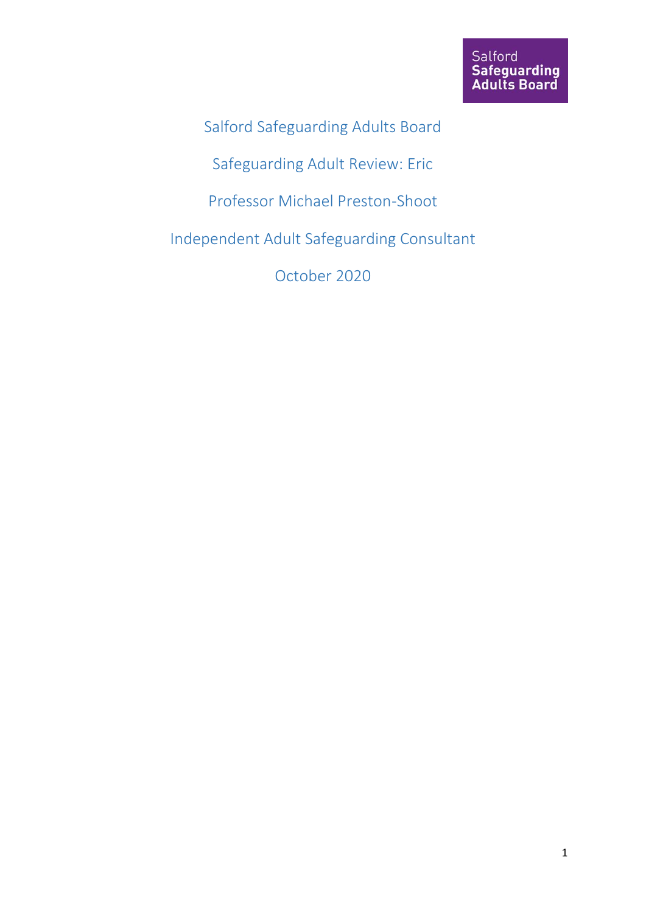Salford Safeguarding Adults Board

# Salford Safeguarding Adults Board

Safeguarding Adult Review: Eric

Professor Michael Preston-Shoot

Independent Adult Safeguarding Consultant

October 2020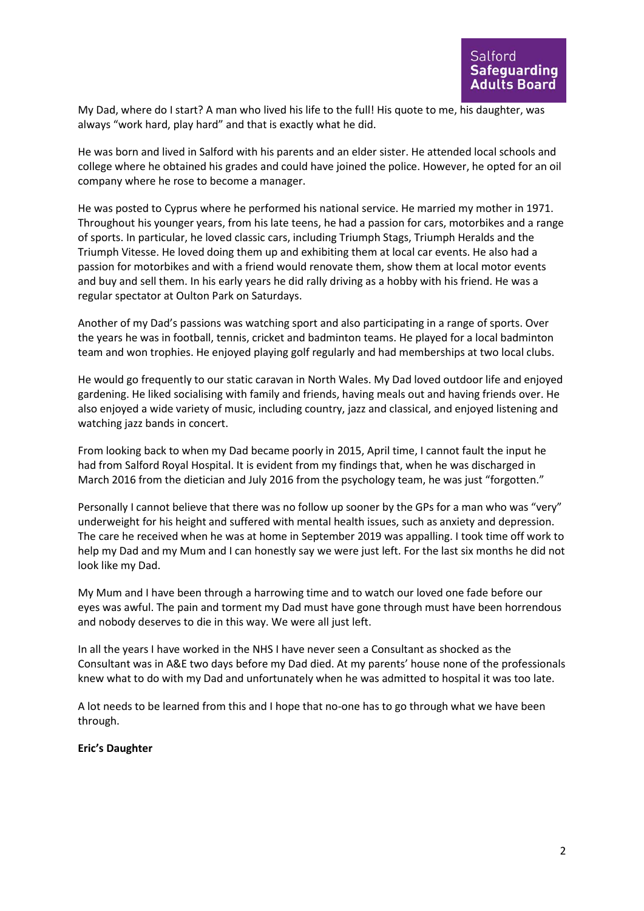My Dad, where do I start? A man who lived his life to the full! His quote to me, his daughter, was always "work hard, play hard" and that is exactly what he did.

He was born and lived in Salford with his parents and an elder sister. He attended local schools and college where he obtained his grades and could have joined the police. However, he opted for an oil company where he rose to become a manager.

He was posted to Cyprus where he performed his national service. He married my mother in 1971. Throughout his younger years, from his late teens, he had a passion for cars, motorbikes and a range of sports. In particular, he loved classic cars, including Triumph Stags, Triumph Heralds and the Triumph Vitesse. He loved doing them up and exhibiting them at local car events. He also had a passion for motorbikes and with a friend would renovate them, show them at local motor events and buy and sell them. In his early years he did rally driving as a hobby with his friend. He was a regular spectator at Oulton Park on Saturdays.

Another of my Dad's passions was watching sport and also participating in a range of sports. Over the years he was in football, tennis, cricket and badminton teams. He played for a local badminton team and won trophies. He enjoyed playing golf regularly and had memberships at two local clubs.

He would go frequently to our static caravan in North Wales. My Dad loved outdoor life and enjoyed gardening. He liked socialising with family and friends, having meals out and having friends over. He also enjoyed a wide variety of music, including country, jazz and classical, and enjoyed listening and watching jazz bands in concert.

From looking back to when my Dad became poorly in 2015, April time, I cannot fault the input he had from Salford Royal Hospital. It is evident from my findings that, when he was discharged in March 2016 from the dietician and July 2016 from the psychology team, he was just "forgotten."

Personally I cannot believe that there was no follow up sooner by the GPs for a man who was "very" underweight for his height and suffered with mental health issues, such as anxiety and depression. The care he received when he was at home in September 2019 was appalling. I took time off work to help my Dad and my Mum and I can honestly say we were just left. For the last six months he did not look like my Dad.

My Mum and I have been through a harrowing time and to watch our loved one fade before our eyes was awful. The pain and torment my Dad must have gone through must have been horrendous and nobody deserves to die in this way. We were all just left.

In all the years I have worked in the NHS I have never seen a Consultant as shocked as the Consultant was in A&E two days before my Dad died. At my parents' house none of the professionals knew what to do with my Dad and unfortunately when he was admitted to hospital it was too late.

A lot needs to be learned from this and I hope that no-one has to go through what we have been through.

**Eric's Daughter**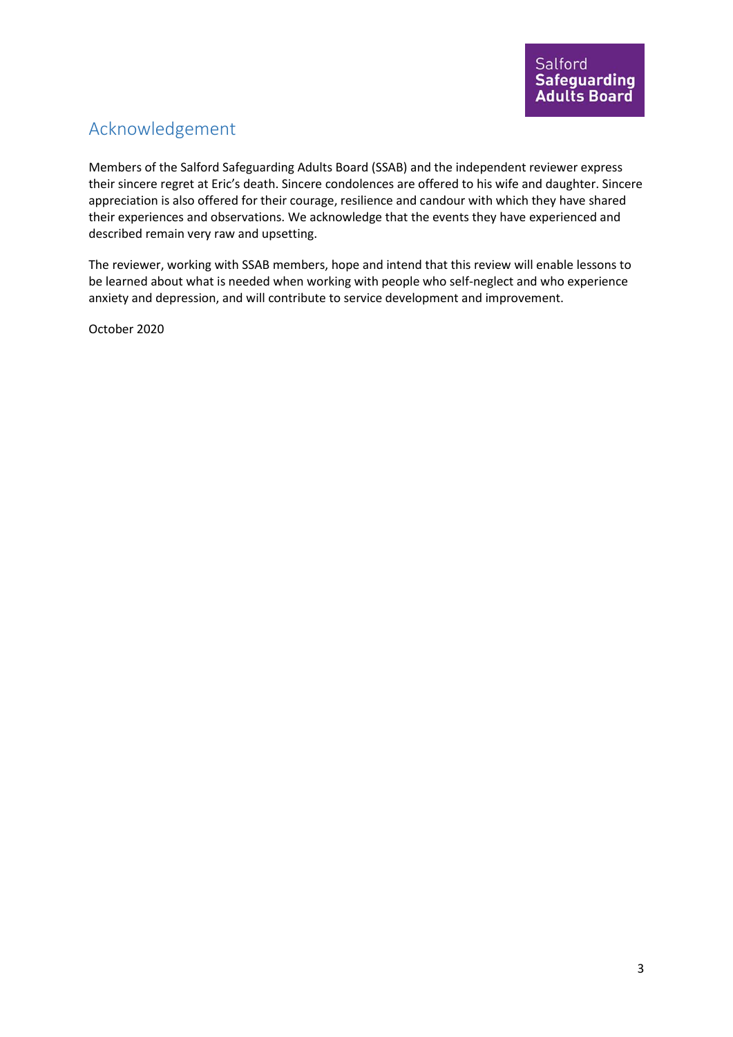## Acknowledgement

Members of the Salford Safeguarding Adults Board (SSAB) and the independent reviewer express their sincere regret at Eric's death. Sincere condolences are offered to his wife and daughter. Sincere appreciation is also offered for their courage, resilience and candour with which they have shared their experiences and observations. We acknowledge that the events they have experienced and described remain very raw and upsetting.

The reviewer, working with SSAB members, hope and intend that this review will enable lessons to be learned about what is needed when working with people who self-neglect and who experience anxiety and depression, and will contribute to service development and improvement.

October 2020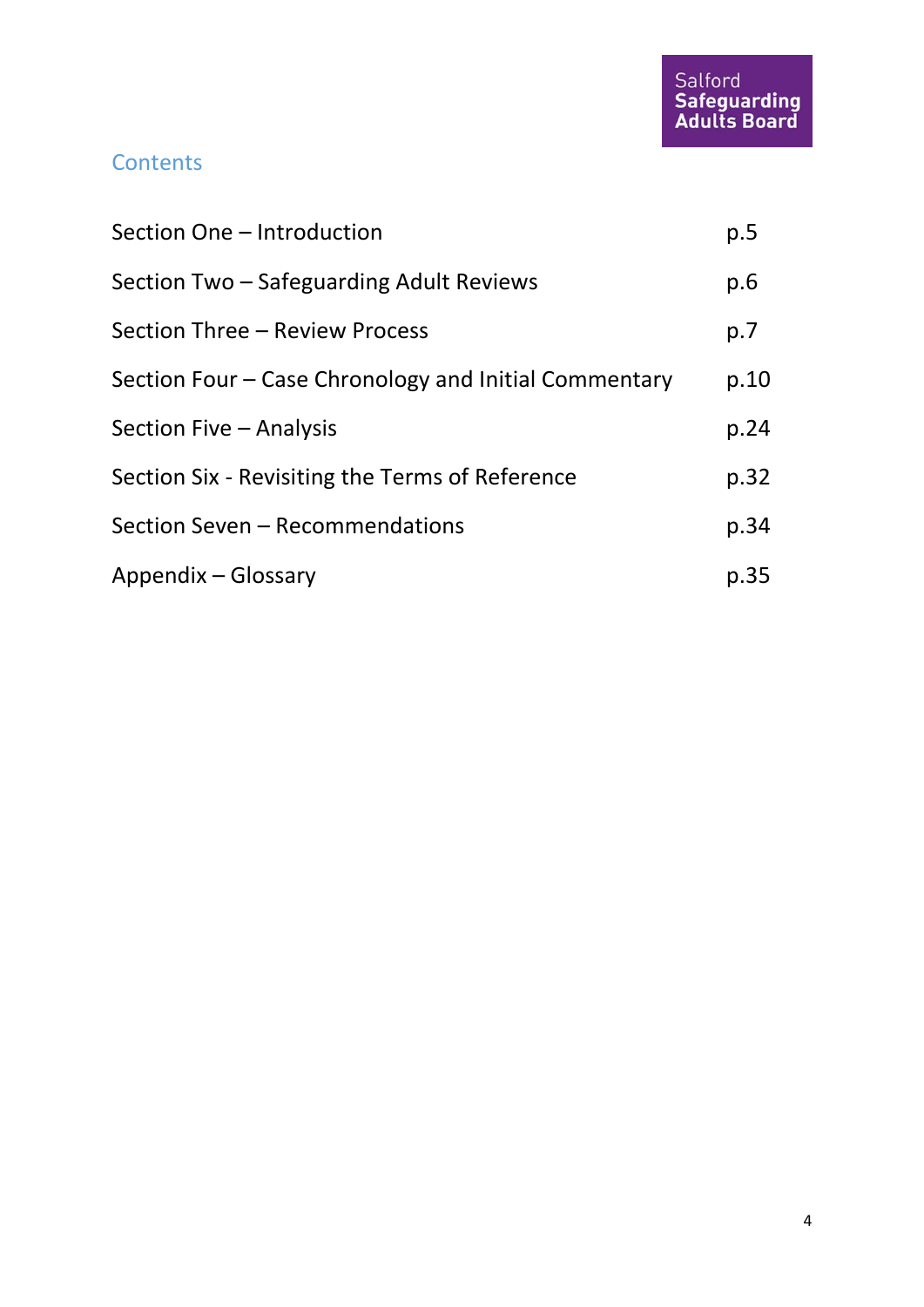## Contents

| | |
|---|---|
| Section One – Introduction | p.5 |
| Section Two – Safeguarding Adult Reviews | p.6 |
| Section Three – Review Process | p.7 |
| Section Four – Case Chronology and Initial Commentary | p.10 |
| Section Five – Analysis | p.24 |
| Section Six - Revisiting the Terms of Reference | p.32 |
| Section Seven – Recommendations | p.34 |
| Appendix – Glossary | p.35 |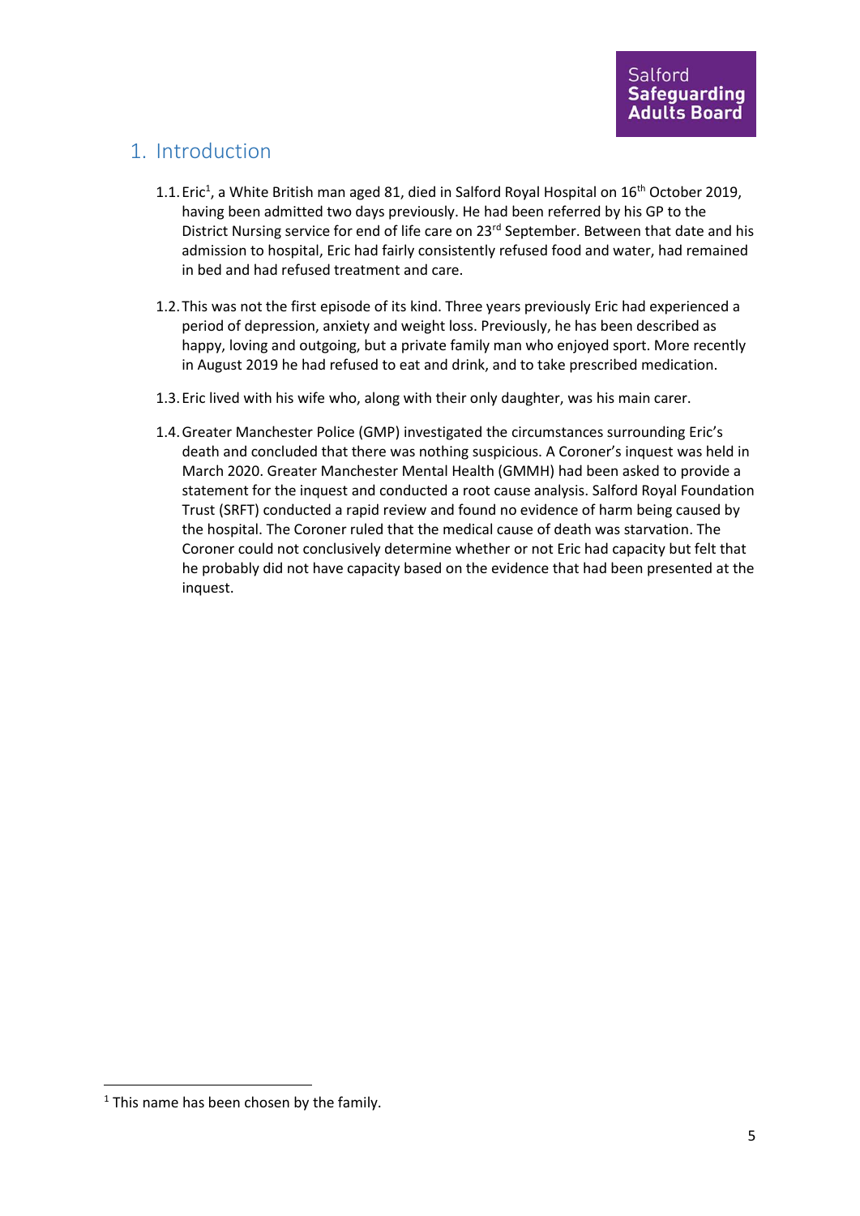# 1. Introduction

1.1. Eric[1], a White British man aged 81, died in Salford Royal Hospital on 16th October 2019, having been admitted two days previously. He had been referred by his GP to the District Nursing service for end of life care on 23rd September. Between that date and his admission to hospital, Eric had fairly consistently refused food and water, had remained in bed and had refused treatment and care.

1.2. This was not the first episode of its kind. Three years previously Eric had experienced a period of depression, anxiety and weight loss. Previously, he has been described as happy, loving and outgoing, but a private family man who enjoyed sport. More recently in August 2019 he had refused to eat and drink, and to take prescribed medication.

1.3. Eric lived with his wife who, along with their only daughter, was his main carer.

1.4. Greater Manchester Police (GMP) investigated the circumstances surrounding Eric's death and concluded that there was nothing suspicious. A Coroner's inquest was held in March 2020. Greater Manchester Mental Health (GMMH) had been asked to provide a statement for the inquest and conducted a root cause analysis. Salford Royal Foundation Trust (SRFT) conducted a rapid review and found no evidence of harm being caused by the hospital. The Coroner ruled that the medical cause of death was starvation. The Coroner could not conclusively determine whether or not Eric had capacity but felt that he probably did not have capacity based on the evidence that had been presented at the inquest.

[1] This name has been chosen by the family.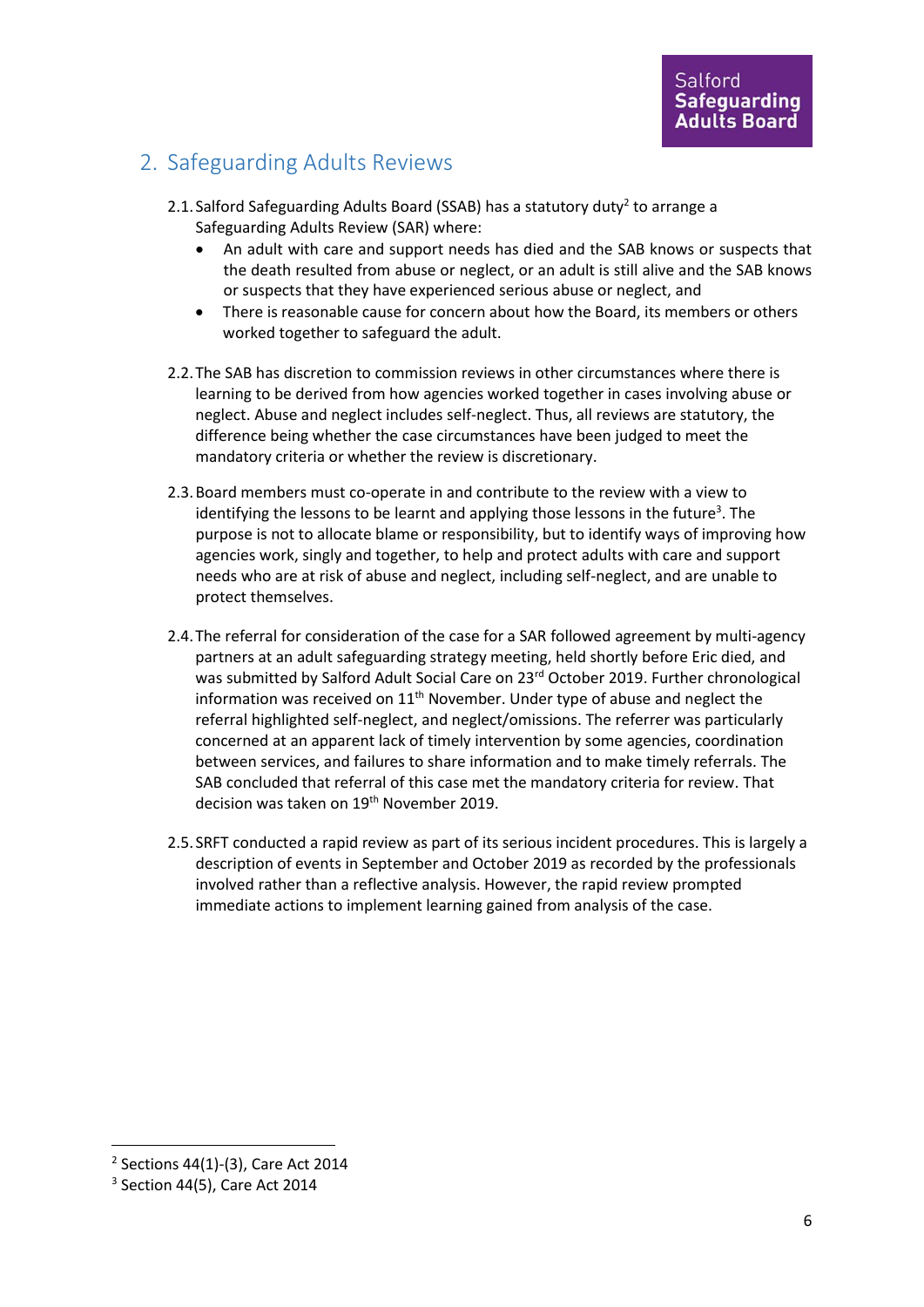## 2. Safeguarding Adults Reviews

2.1. Salford Safeguarding Adults Board (SSAB) has a statutory duty[2] to arrange a Safeguarding Adults Review (SAR) where:

- An adult with care and support needs has died and the SAB knows or suspects that the death resulted from abuse or neglect, or an adult is still alive and the SAB knows or suspects that they have experienced serious abuse or neglect, and
- There is reasonable cause for concern about how the Board, its members or others worked together to safeguard the adult.

2.2. The SAB has discretion to commission reviews in other circumstances where there is learning to be derived from how agencies worked together in cases involving abuse or neglect. Abuse and neglect includes self-neglect. Thus, all reviews are statutory, the difference being whether the case circumstances have been judged to meet the mandatory criteria or whether the review is discretionary.

2.3. Board members must co-operate in and contribute to the review with a view to identifying the lessons to be learnt and applying those lessons in the future[3]. The purpose is not to allocate blame or responsibility, but to identify ways of improving how agencies work, singly and together, to help and protect adults with care and support needs who are at risk of abuse and neglect, including self-neglect, and are unable to protect themselves.

2.4. The referral for consideration of the case for a SAR followed agreement by multi-agency partners at an adult safeguarding strategy meeting, held shortly before Eric died, and was submitted by Salford Adult Social Care on 23rd October 2019. Further chronological information was received on 11th November. Under type of abuse and neglect the referral highlighted self-neglect, and neglect/omissions. The referrer was particularly concerned at an apparent lack of timely intervention by some agencies, coordination between services, and failures to share information and to make timely referrals. The SAB concluded that referral of this case met the mandatory criteria for review. That decision was taken on 19th November 2019.

2.5. SRFT conducted a rapid review as part of its serious incident procedures. This is largely a description of events in September and October 2019 as recorded by the professionals involved rather than a reflective analysis. However, the rapid review prompted immediate actions to implement learning gained from analysis of the case.

---

[2] Sections 44(1)-(3), Care Act 2014

[3] Section 44(5), Care Act 2014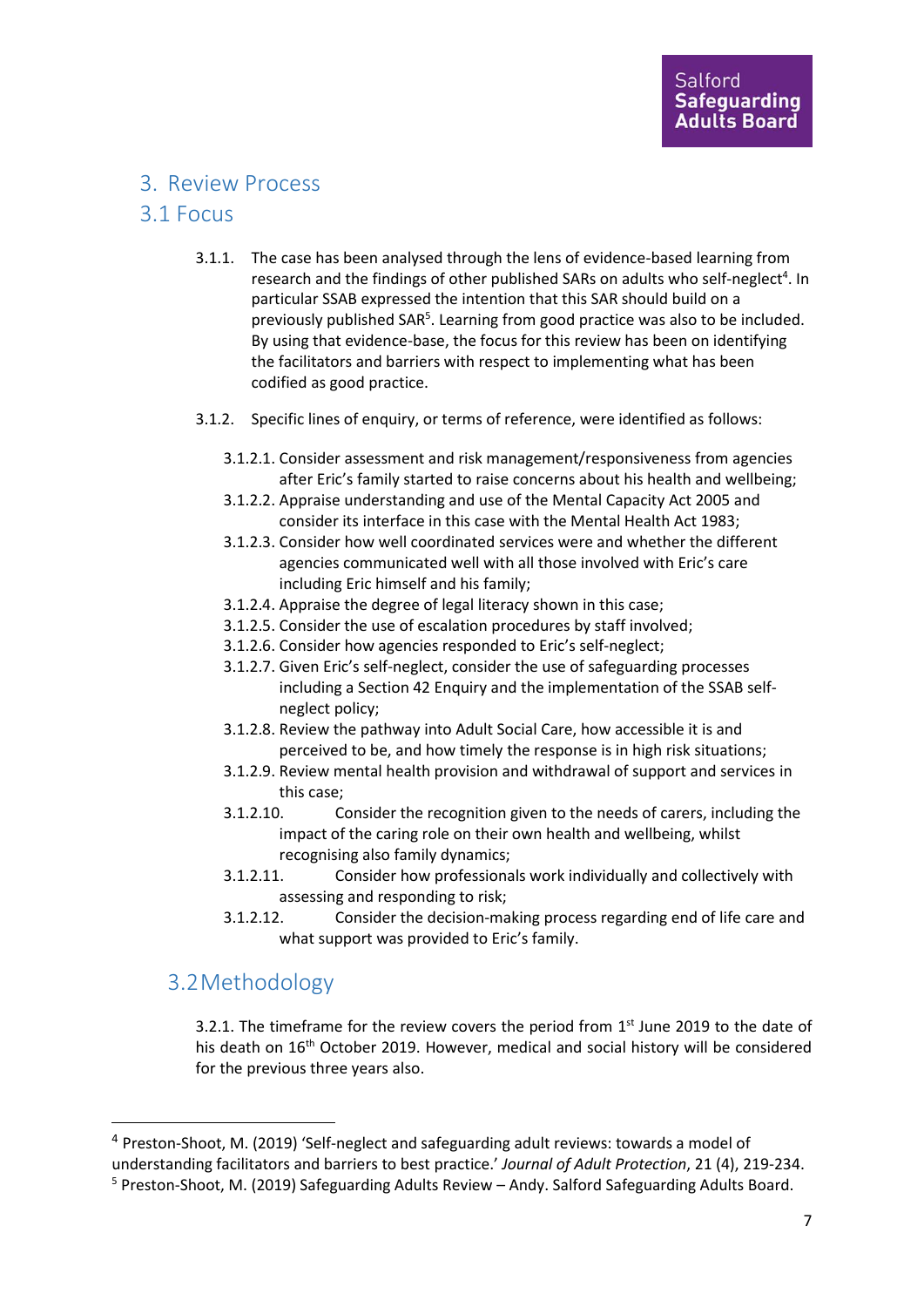# 3. Review Process

## 3.1 Focus

3.1.1. The case has been analysed through the lens of evidence-based learning from research and the findings of other published SARs on adults who self-neglect[4]. In particular SSAB expressed the intention that this SAR should build on a previously published SAR[5]. Learning from good practice was also to be included. By using that evidence-base, the focus for this review has been on identifying the facilitators and barriers with respect to implementing what has been codified as good practice.

3.1.2. Specific lines of enquiry, or terms of reference, were identified as follows:

3.1.2.1. Consider assessment and risk management/responsiveness from agencies after Eric's family started to raise concerns about his health and wellbeing;

3.1.2.2. Appraise understanding and use of the Mental Capacity Act 2005 and consider its interface in this case with the Mental Health Act 1983;

3.1.2.3. Consider how well coordinated services were and whether the different agencies communicated well with all those involved with Eric's care including Eric himself and his family;

3.1.2.4. Appraise the degree of legal literacy shown in this case;

3.1.2.5. Consider the use of escalation procedures by staff involved;

3.1.2.6. Consider how agencies responded to Eric's self-neglect;

3.1.2.7. Given Eric's self-neglect, consider the use of safeguarding processes including a Section 42 Enquiry and the implementation of the SSAB self-neglect policy;

3.1.2.8. Review the pathway into Adult Social Care, how accessible it is and perceived to be, and how timely the response is in high risk situations;

3.1.2.9. Review mental health provision and withdrawal of support and services in this case;

3.1.2.10. Consider the recognition given to the needs of carers, including the impact of the caring role on their own health and wellbeing, whilst recognising also family dynamics;

3.1.2.11. Consider how professionals work individually and collectively with assessing and responding to risk;

3.1.2.12. Consider the decision-making process regarding end of life care and what support was provided to Eric's family.

## 3.2 Methodology

3.2.1. The timeframe for the review covers the period from 1st June 2019 to the date of his death on 16th October 2019. However, medical and social history will be considered for the previous three years also.

---

[4] Preston-Shoot, M. (2019) 'Self-neglect and safeguarding adult reviews: towards a model of understanding facilitators and barriers to best practice.' *Journal of Adult Protection*, 21 (4), 219-234.

[5] Preston-Shoot, M. (2019) Safeguarding Adults Review – Andy. Salford Safeguarding Adults Board.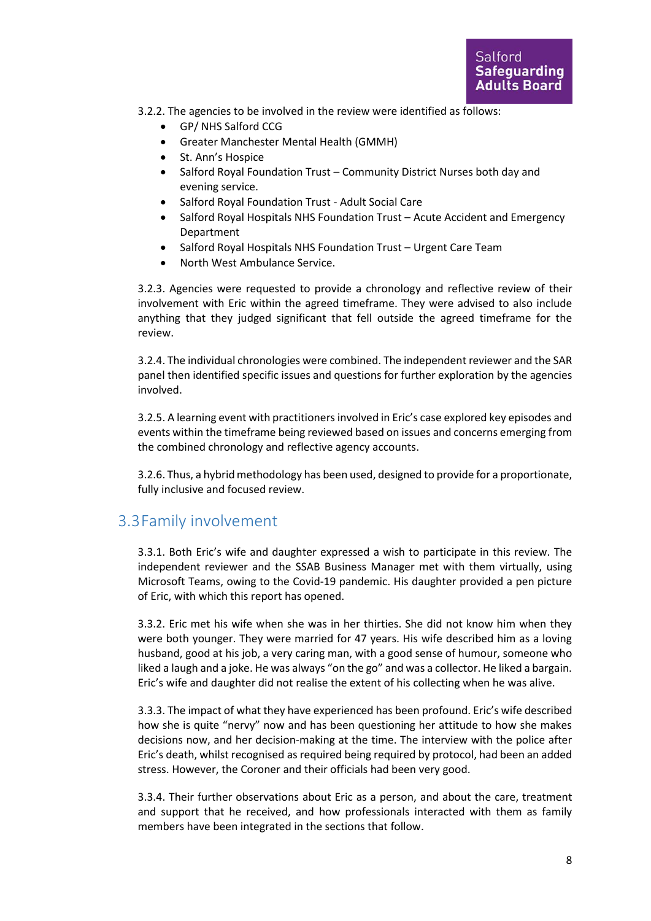3.2.2. The agencies to be involved in the review were identified as follows:

- GP/ NHS Salford CCG
- Greater Manchester Mental Health (GMMH)
- St. Ann's Hospice
- Salford Royal Foundation Trust – Community District Nurses both day and evening service.
- Salford Royal Foundation Trust - Adult Social Care
- Salford Royal Hospitals NHS Foundation Trust – Acute Accident and Emergency Department
- Salford Royal Hospitals NHS Foundation Trust – Urgent Care Team
- North West Ambulance Service.

3.2.3. Agencies were requested to provide a chronology and reflective review of their involvement with Eric within the agreed timeframe. They were advised to also include anything that they judged significant that fell outside the agreed timeframe for the review.

3.2.4. The individual chronologies were combined. The independent reviewer and the SAR panel then identified specific issues and questions for further exploration by the agencies involved.

3.2.5. A learning event with practitioners involved in Eric's case explored key episodes and events within the timeframe being reviewed based on issues and concerns emerging from the combined chronology and reflective agency accounts.

3.2.6. Thus, a hybrid methodology has been used, designed to provide for a proportionate, fully inclusive and focused review.

## 3.3 Family involvement

3.3.1. Both Eric's wife and daughter expressed a wish to participate in this review. The independent reviewer and the SSAB Business Manager met with them virtually, using Microsoft Teams, owing to the Covid-19 pandemic. His daughter provided a pen picture of Eric, with which this report has opened.

3.3.2. Eric met his wife when she was in her thirties. She did not know him when they were both younger. They were married for 47 years. His wife described him as a loving husband, good at his job, a very caring man, with a good sense of humour, someone who liked a laugh and a joke. He was always "on the go" and was a collector. He liked a bargain. Eric's wife and daughter did not realise the extent of his collecting when he was alive.

3.3.3. The impact of what they have experienced has been profound. Eric's wife described how she is quite "nervy" now and has been questioning her attitude to how she makes decisions now, and her decision-making at the time. The interview with the police after Eric's death, whilst recognised as required being required by protocol, had been an added stress. However, the Coroner and their officials had been very good.

3.3.4. Their further observations about Eric as a person, and about the care, treatment and support that he received, and how professionals interacted with them as family members have been integrated in the sections that follow.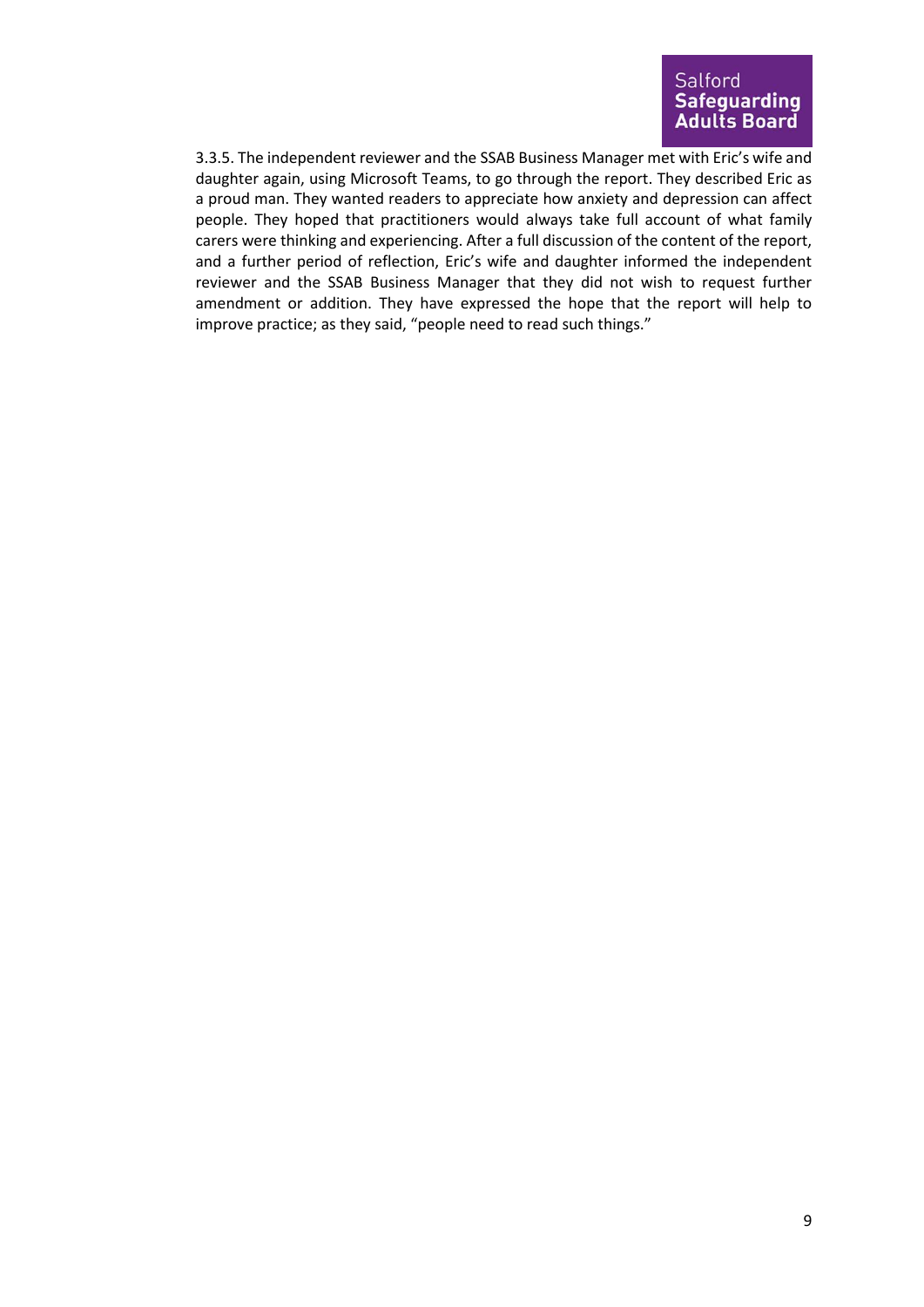3.3.5. The independent reviewer and the SSAB Business Manager met with Eric's wife and daughter again, using Microsoft Teams, to go through the report. They described Eric as a proud man. They wanted readers to appreciate how anxiety and depression can affect people. They hoped that practitioners would always take full account of what family carers were thinking and experiencing. After a full discussion of the content of the report, and a further period of reflection, Eric's wife and daughter informed the independent reviewer and the SSAB Business Manager that they did not wish to request further amendment or addition. They have expressed the hope that the report will help to improve practice; as they said, "people need to read such things."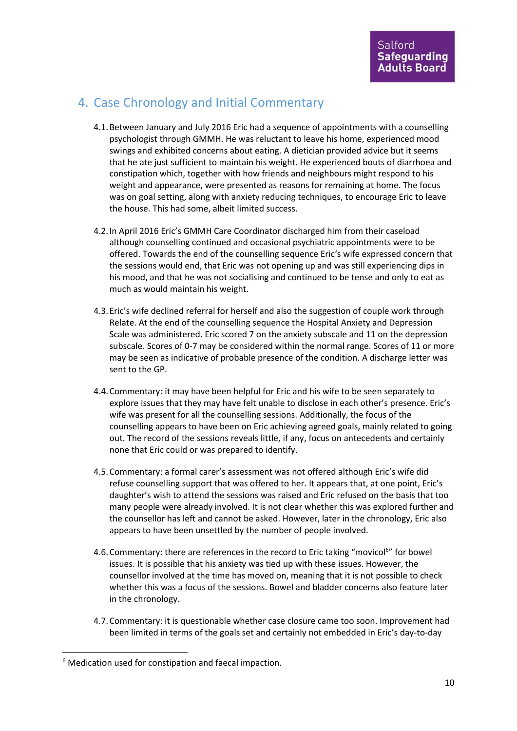## 4. Case Chronology and Initial Commentary

4.1. Between January and July 2016 Eric had a sequence of appointments with a counselling psychologist through GMMH. He was reluctant to leave his home, experienced mood swings and exhibited concerns about eating. A dietician provided advice but it seems that he ate just sufficient to maintain his weight. He experienced bouts of diarrhoea and constipation which, together with how friends and neighbours might respond to his weight and appearance, were presented as reasons for remaining at home. The focus was on goal setting, along with anxiety reducing techniques, to encourage Eric to leave the house. This had some, albeit limited success.

4.2. In April 2016 Eric's GMMH Care Coordinator discharged him from their caseload although counselling continued and occasional psychiatric appointments were to be offered. Towards the end of the counselling sequence Eric's wife expressed concern that the sessions would end, that Eric was not opening up and was still experiencing dips in his mood, and that he was not socialising and continued to be tense and only to eat as much as would maintain his weight.

4.3. Eric's wife declined referral for herself and also the suggestion of couple work through Relate. At the end of the counselling sequence the Hospital Anxiety and Depression Scale was administered. Eric scored 7 on the anxiety subscale and 11 on the depression subscale. Scores of 0-7 may be considered within the normal range. Scores of 11 or more may be seen as indicative of probable presence of the condition. A discharge letter was sent to the GP.

4.4. Commentary: it may have been helpful for Eric and his wife to be seen separately to explore issues that they may have felt unable to disclose in each other's presence. Eric's wife was present for all the counselling sessions. Additionally, the focus of the counselling appears to have been on Eric achieving agreed goals, mainly related to going out. The record of the sessions reveals little, if any, focus on antecedents and certainly none that Eric could or was prepared to identify.

4.5. Commentary: a formal carer's assessment was not offered although Eric's wife did refuse counselling support that was offered to her. It appears that, at one point, Eric's daughter's wish to attend the sessions was raised and Eric refused on the basis that too many people were already involved. It is not clear whether this was explored further and the counsellor has left and cannot be asked. However, later in the chronology, Eric also appears to have been unsettled by the number of people involved.

4.6. Commentary: there are references in the record to Eric taking "movicol[6]" for bowel issues. It is possible that his anxiety was tied up with these issues. However, the counsellor involved at the time has moved on, meaning that it is not possible to check whether this was a focus of the sessions. Bowel and bladder concerns also feature later in the chronology.

4.7. Commentary: it is questionable whether case closure came too soon. Improvement had been limited in terms of the goals set and certainly not embedded in Eric's day-to-day

[6] Medication used for constipation and faecal impaction.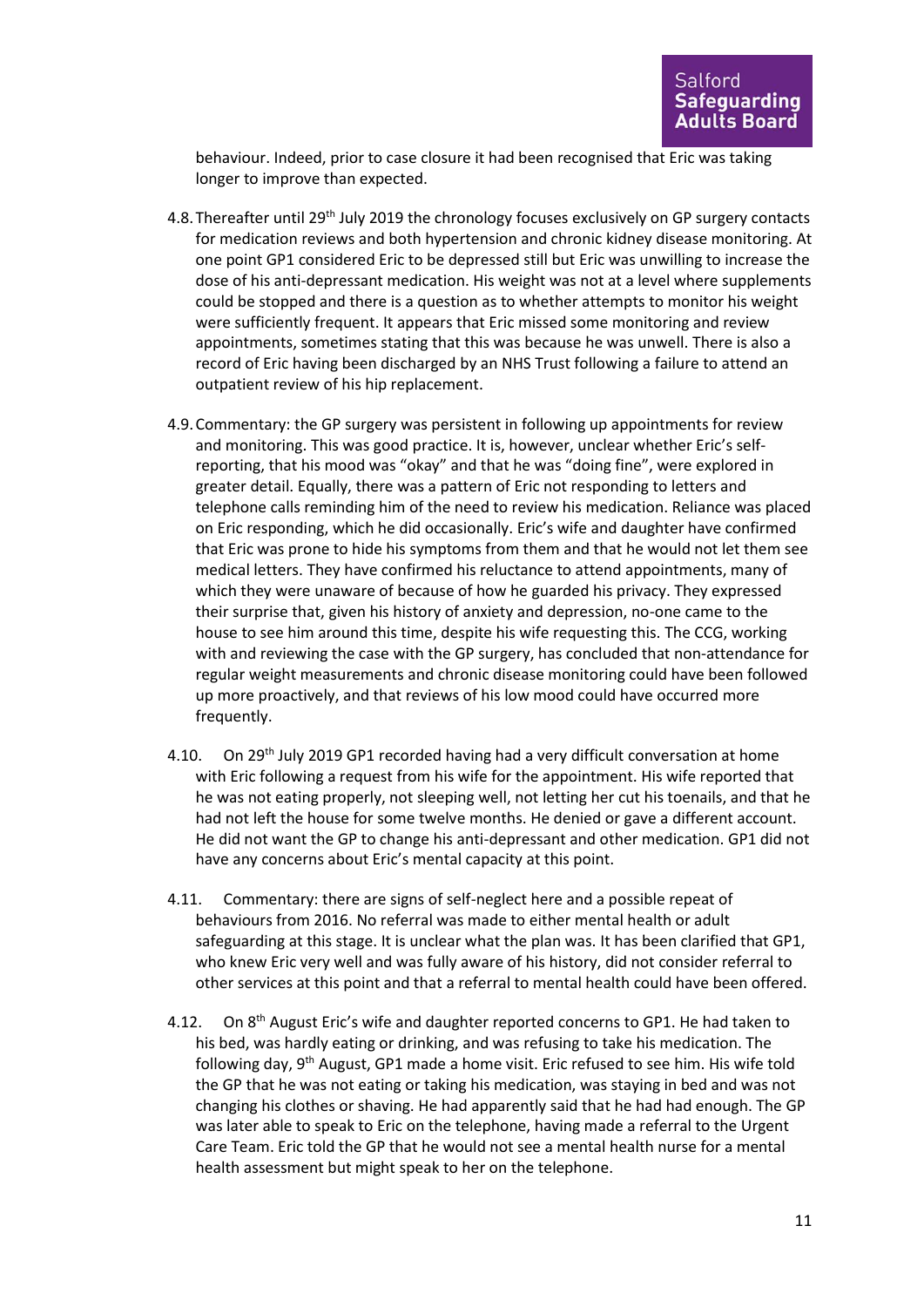behaviour. Indeed, prior to case closure it had been recognised that Eric was taking longer to improve than expected.

4.8. Thereafter until 29th July 2019 the chronology focuses exclusively on GP surgery contacts for medication reviews and both hypertension and chronic kidney disease monitoring. At one point GP1 considered Eric to be depressed still but Eric was unwilling to increase the dose of his anti-depressant medication. His weight was not at a level where supplements could be stopped and there is a question as to whether attempts to monitor his weight were sufficiently frequent. It appears that Eric missed some monitoring and review appointments, sometimes stating that this was because he was unwell. There is also a record of Eric having been discharged by an NHS Trust following a failure to attend an outpatient review of his hip replacement.

4.9. Commentary: the GP surgery was persistent in following up appointments for review and monitoring. This was good practice. It is, however, unclear whether Eric's self-reporting, that his mood was "okay" and that he was "doing fine", were explored in greater detail. Equally, there was a pattern of Eric not responding to letters and telephone calls reminding him of the need to review his medication. Reliance was placed on Eric responding, which he did occasionally. Eric's wife and daughter have confirmed that Eric was prone to hide his symptoms from them and that he would not let them see medical letters. They have confirmed his reluctance to attend appointments, many of which they were unaware of because of how he guarded his privacy. They expressed their surprise that, given his history of anxiety and depression, no-one came to the house to see him around this time, despite his wife requesting this. The CCG, working with and reviewing the case with the GP surgery, has concluded that non-attendance for regular weight measurements and chronic disease monitoring could have been followed up more proactively, and that reviews of his low mood could have occurred more frequently.

4.10. On 29th July 2019 GP1 recorded having had a very difficult conversation at home with Eric following a request from his wife for the appointment. His wife reported that he was not eating properly, not sleeping well, not letting her cut his toenails, and that he had not left the house for some twelve months. He denied or gave a different account. He did not want the GP to change his anti-depressant and other medication. GP1 did not have any concerns about Eric's mental capacity at this point.

4.11. Commentary: there are signs of self-neglect here and a possible repeat of behaviours from 2016. No referral was made to either mental health or adult safeguarding at this stage. It is unclear what the plan was. It has been clarified that GP1, who knew Eric very well and was fully aware of his history, did not consider referral to other services at this point and that a referral to mental health could have been offered.

4.12. On 8th August Eric's wife and daughter reported concerns to GP1. He had taken to his bed, was hardly eating or drinking, and was refusing to take his medication. The following day, 9th August, GP1 made a home visit. Eric refused to see him. His wife told the GP that he was not eating or taking his medication, was staying in bed and was not changing his clothes or shaving. He had apparently said that he had had enough. The GP was later able to speak to Eric on the telephone, having made a referral to the Urgent Care Team. Eric told the GP that he would not see a mental health nurse for a mental health assessment but might speak to her on the telephone.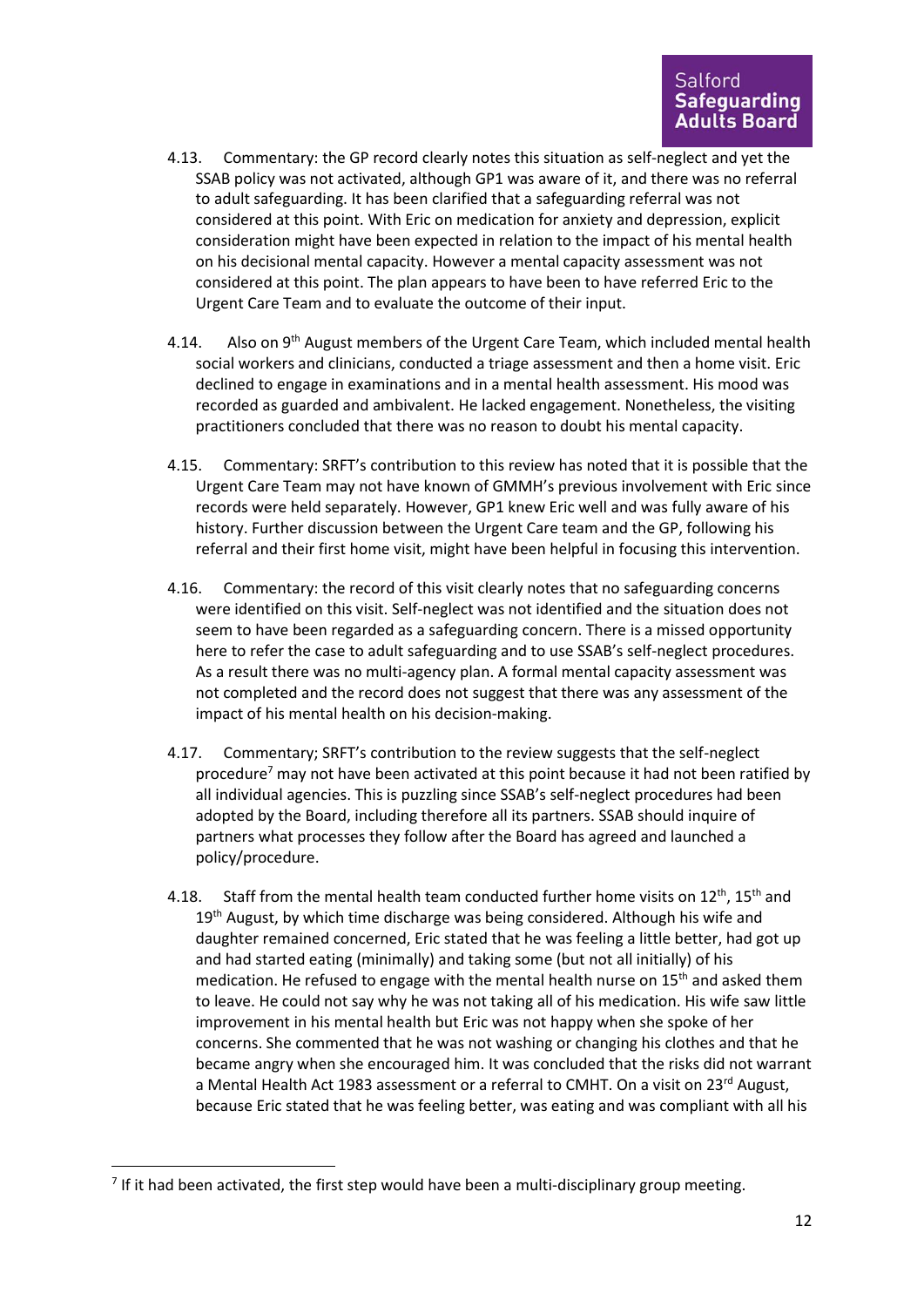4.13. Commentary: the GP record clearly notes this situation as self-neglect and yet the SSAB policy was not activated, although GP1 was aware of it, and there was no referral to adult safeguarding. It has been clarified that a safeguarding referral was not considered at this point. With Eric on medication for anxiety and depression, explicit consideration might have been expected in relation to the impact of his mental health on his decisional mental capacity. However a mental capacity assessment was not considered at this point. The plan appears to have been to have referred Eric to the Urgent Care Team and to evaluate the outcome of their input.

4.14. Also on 9th August members of the Urgent Care Team, which included mental health social workers and clinicians, conducted a triage assessment and then a home visit. Eric declined to engage in examinations and in a mental health assessment. His mood was recorded as guarded and ambivalent. He lacked engagement. Nonetheless, the visiting practitioners concluded that there was no reason to doubt his mental capacity.

4.15. Commentary: SRFT's contribution to this review has noted that it is possible that the Urgent Care Team may not have known of GMMH's previous involvement with Eric since records were held separately. However, GP1 knew Eric well and was fully aware of his history. Further discussion between the Urgent Care team and the GP, following his referral and their first home visit, might have been helpful in focusing this intervention.

4.16. Commentary: the record of this visit clearly notes that no safeguarding concerns were identified on this visit. Self-neglect was not identified and the situation does not seem to have been regarded as a safeguarding concern. There is a missed opportunity here to refer the case to adult safeguarding and to use SSAB's self-neglect procedures. As a result there was no multi-agency plan. A formal mental capacity assessment was not completed and the record does not suggest that there was any assessment of the impact of his mental health on his decision-making.

4.17. Commentary; SRFT's contribution to the review suggests that the self-neglect procedure[7] may not have been activated at this point because it had not been ratified by all individual agencies. This is puzzling since SSAB's self-neglect procedures had been adopted by the Board, including therefore all its partners. SSAB should inquire of partners what processes they follow after the Board has agreed and launched a policy/procedure.

4.18. Staff from the mental health team conducted further home visits on 12th, 15th and 19th August, by which time discharge was being considered. Although his wife and daughter remained concerned, Eric stated that he was feeling a little better, had got up and had started eating (minimally) and taking some (but not all initially) of his medication. He refused to engage with the mental health nurse on 15th and asked them to leave. He could not say why he was not taking all of his medication. His wife saw little improvement in his mental health but Eric was not happy when she spoke of her concerns. She commented that he was not washing or changing his clothes and that he became angry when she encouraged him. It was concluded that the risks did not warrant a Mental Health Act 1983 assessment or a referral to CMHT. On a visit on 23rd August, because Eric stated that he was feeling better, was eating and was compliant with all his

[7] If it had been activated, the first step would have been a multi-disciplinary group meeting.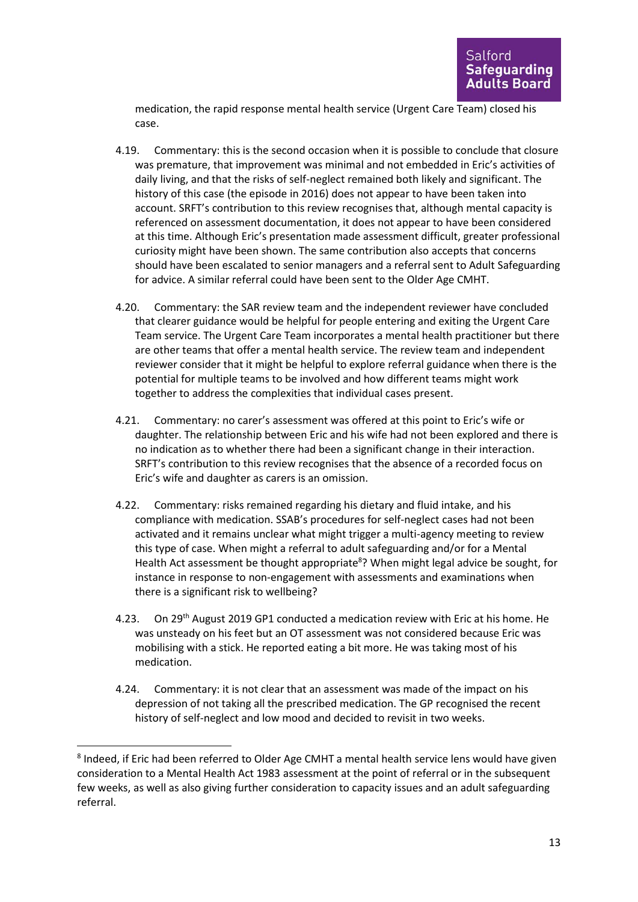medication, the rapid response mental health service (Urgent Care Team) closed his case.

4.19. Commentary: this is the second occasion when it is possible to conclude that closure was premature, that improvement was minimal and not embedded in Eric's activities of daily living, and that the risks of self-neglect remained both likely and significant. The history of this case (the episode in 2016) does not appear to have been taken into account. SRFT's contribution to this review recognises that, although mental capacity is referenced on assessment documentation, it does not appear to have been considered at this time. Although Eric's presentation made assessment difficult, greater professional curiosity might have been shown. The same contribution also accepts that concerns should have been escalated to senior managers and a referral sent to Adult Safeguarding for advice. A similar referral could have been sent to the Older Age CMHT.

4.20. Commentary: the SAR review team and the independent reviewer have concluded that clearer guidance would be helpful for people entering and exiting the Urgent Care Team service. The Urgent Care Team incorporates a mental health practitioner but there are other teams that offer a mental health service. The review team and independent reviewer consider that it might be helpful to explore referral guidance when there is the potential for multiple teams to be involved and how different teams might work together to address the complexities that individual cases present.

4.21. Commentary: no carer's assessment was offered at this point to Eric's wife or daughter. The relationship between Eric and his wife had not been explored and there is no indication as to whether there had been a significant change in their interaction. SRFT's contribution to this review recognises that the absence of a recorded focus on Eric's wife and daughter as carers is an omission.

4.22. Commentary: risks remained regarding his dietary and fluid intake, and his compliance with medication. SSAB's procedures for self-neglect cases had not been activated and it remains unclear what might trigger a multi-agency meeting to review this type of case. When might a referral to adult safeguarding and/or for a Mental Health Act assessment be thought appropriate[8]? When might legal advice be sought, for instance in response to non-engagement with assessments and examinations when there is a significant risk to wellbeing?

4.23. On 29th August 2019 GP1 conducted a medication review with Eric at his home. He was unsteady on his feet but an OT assessment was not considered because Eric was mobilising with a stick. He reported eating a bit more. He was taking most of his medication.

4.24. Commentary: it is not clear that an assessment was made of the impact on his depression of not taking all the prescribed medication. The GP recognised the recent history of self-neglect and low mood and decided to revisit in two weeks.

[8] Indeed, if Eric had been referred to Older Age CMHT a mental health service lens would have given consideration to a Mental Health Act 1983 assessment at the point of referral or in the subsequent few weeks, as well as also giving further consideration to capacity issues and an adult safeguarding referral.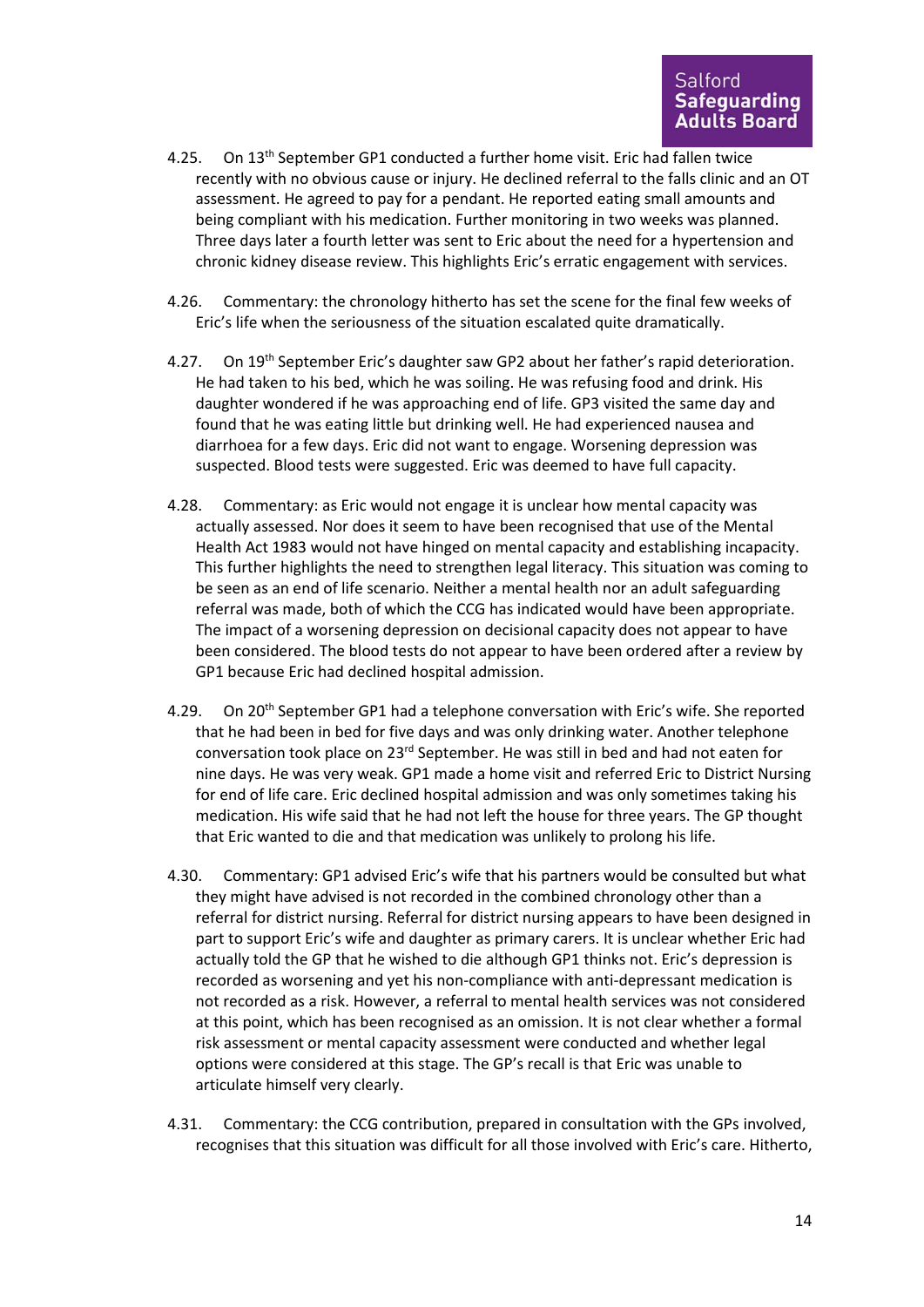4.25. On 13th September GP1 conducted a further home visit. Eric had fallen twice recently with no obvious cause or injury. He declined referral to the falls clinic and an OT assessment. He agreed to pay for a pendant. He reported eating small amounts and being compliant with his medication. Further monitoring in two weeks was planned. Three days later a fourth letter was sent to Eric about the need for a hypertension and chronic kidney disease review. This highlights Eric's erratic engagement with services.

4.26. Commentary: the chronology hitherto has set the scene for the final few weeks of Eric's life when the seriousness of the situation escalated quite dramatically.

4.27. On 19th September Eric's daughter saw GP2 about her father's rapid deterioration. He had taken to his bed, which he was soiling. He was refusing food and drink. His daughter wondered if he was approaching end of life. GP3 visited the same day and found that he was eating little but drinking well. He had experienced nausea and diarrhoea for a few days. Eric did not want to engage. Worsening depression was suspected. Blood tests were suggested. Eric was deemed to have full capacity.

4.28. Commentary: as Eric would not engage it is unclear how mental capacity was actually assessed. Nor does it seem to have been recognised that use of the Mental Health Act 1983 would not have hinged on mental capacity and establishing incapacity. This further highlights the need to strengthen legal literacy. This situation was coming to be seen as an end of life scenario. Neither a mental health nor an adult safeguarding referral was made, both of which the CCG has indicated would have been appropriate. The impact of a worsening depression on decisional capacity does not appear to have been considered. The blood tests do not appear to have been ordered after a review by GP1 because Eric had declined hospital admission.

4.29. On 20th September GP1 had a telephone conversation with Eric's wife. She reported that he had been in bed for five days and was only drinking water. Another telephone conversation took place on 23rd September. He was still in bed and had not eaten for nine days. He was very weak. GP1 made a home visit and referred Eric to District Nursing for end of life care. Eric declined hospital admission and was only sometimes taking his medication. His wife said that he had not left the house for three years. The GP thought that Eric wanted to die and that medication was unlikely to prolong his life.

4.30. Commentary: GP1 advised Eric's wife that his partners would be consulted but what they might have advised is not recorded in the combined chronology other than a referral for district nursing. Referral for district nursing appears to have been designed in part to support Eric's wife and daughter as primary carers. It is unclear whether Eric had actually told the GP that he wished to die although GP1 thinks not. Eric's depression is recorded as worsening and yet his non-compliance with anti-depressant medication is not recorded as a risk. However, a referral to mental health services was not considered at this point, which has been recognised as an omission. It is not clear whether a formal risk assessment or mental capacity assessment were conducted and whether legal options were considered at this stage. The GP's recall is that Eric was unable to articulate himself very clearly.

4.31. Commentary: the CCG contribution, prepared in consultation with the GPs involved, recognises that this situation was difficult for all those involved with Eric's care. Hitherto,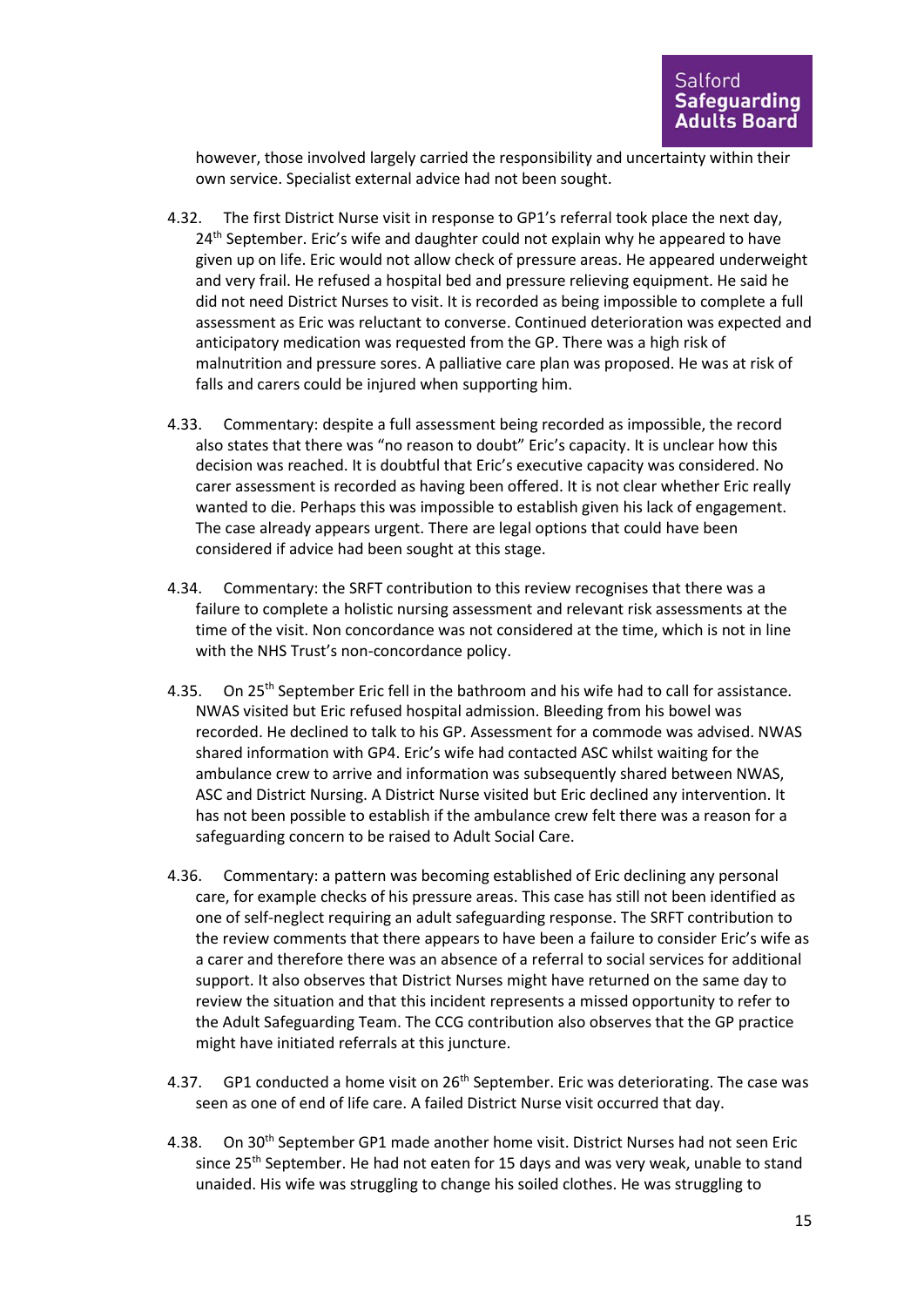however, those involved largely carried the responsibility and uncertainty within their own service. Specialist external advice had not been sought.

4.32. The first District Nurse visit in response to GP1's referral took place the next day, 24th September. Eric's wife and daughter could not explain why he appeared to have given up on life. Eric would not allow check of pressure areas. He appeared underweight and very frail. He refused a hospital bed and pressure relieving equipment. He said he did not need District Nurses to visit. It is recorded as being impossible to complete a full assessment as Eric was reluctant to converse. Continued deterioration was expected and anticipatory medication was requested from the GP. There was a high risk of malnutrition and pressure sores. A palliative care plan was proposed. He was at risk of falls and carers could be injured when supporting him.

4.33. Commentary: despite a full assessment being recorded as impossible, the record also states that there was "no reason to doubt" Eric's capacity. It is unclear how this decision was reached. It is doubtful that Eric's executive capacity was considered. No carer assessment is recorded as having been offered. It is not clear whether Eric really wanted to die. Perhaps this was impossible to establish given his lack of engagement. The case already appears urgent. There are legal options that could have been considered if advice had been sought at this stage.

4.34. Commentary: the SRFT contribution to this review recognises that there was a failure to complete a holistic nursing assessment and relevant risk assessments at the time of the visit. Non concordance was not considered at the time, which is not in line with the NHS Trust's non-concordance policy.

4.35. On 25th September Eric fell in the bathroom and his wife had to call for assistance. NWAS visited but Eric refused hospital admission. Bleeding from his bowel was recorded. He declined to talk to his GP. Assessment for a commode was advised. NWAS shared information with GP4. Eric's wife had contacted ASC whilst waiting for the ambulance crew to arrive and information was subsequently shared between NWAS, ASC and District Nursing. A District Nurse visited but Eric declined any intervention. It has not been possible to establish if the ambulance crew felt there was a reason for a safeguarding concern to be raised to Adult Social Care.

4.36. Commentary: a pattern was becoming established of Eric declining any personal care, for example checks of his pressure areas. This case has still not been identified as one of self-neglect requiring an adult safeguarding response. The SRFT contribution to the review comments that there appears to have been a failure to consider Eric's wife as a carer and therefore there was an absence of a referral to social services for additional support. It also observes that District Nurses might have returned on the same day to review the situation and that this incident represents a missed opportunity to refer to the Adult Safeguarding Team. The CCG contribution also observes that the GP practice might have initiated referrals at this juncture.

4.37. GP1 conducted a home visit on 26th September. Eric was deteriorating. The case was seen as one of end of life care. A failed District Nurse visit occurred that day.

4.38. On 30th September GP1 made another home visit. District Nurses had not seen Eric since 25th September. He had not eaten for 15 days and was very weak, unable to stand unaided. His wife was struggling to change his soiled clothes. He was struggling to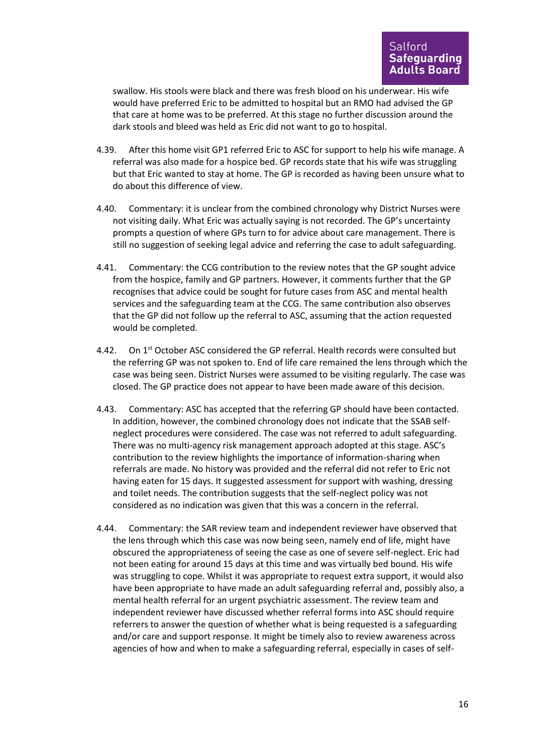swallow. His stools were black and there was fresh blood on his underwear. His wife would have preferred Eric to be admitted to hospital but an RMO had advised the GP that care at home was to be preferred. At this stage no further discussion around the dark stools and bleed was held as Eric did not want to go to hospital.

4.39. After this home visit GP1 referred Eric to ASC for support to help his wife manage. A referral was also made for a hospice bed. GP records state that his wife was struggling but that Eric wanted to stay at home. The GP is recorded as having been unsure what to do about this difference of view.

4.40. Commentary: it is unclear from the combined chronology why District Nurses were not visiting daily. What Eric was actually saying is not recorded. The GP's uncertainty prompts a question of where GPs turn to for advice about care management. There is still no suggestion of seeking legal advice and referring the case to adult safeguarding.

4.41. Commentary: the CCG contribution to the review notes that the GP sought advice from the hospice, family and GP partners. However, it comments further that the GP recognises that advice could be sought for future cases from ASC and mental health services and the safeguarding team at the CCG. The same contribution also observes that the GP did not follow up the referral to ASC, assuming that the action requested would be completed.

4.42. On 1st October ASC considered the GP referral. Health records were consulted but the referring GP was not spoken to. End of life care remained the lens through which the case was being seen. District Nurses were assumed to be visiting regularly. The case was closed. The GP practice does not appear to have been made aware of this decision.

4.43. Commentary: ASC has accepted that the referring GP should have been contacted. In addition, however, the combined chronology does not indicate that the SSAB self-neglect procedures were considered. The case was not referred to adult safeguarding. There was no multi-agency risk management approach adopted at this stage. ASC's contribution to the review highlights the importance of information-sharing when referrals are made. No history was provided and the referral did not refer to Eric not having eaten for 15 days. It suggested assessment for support with washing, dressing and toilet needs. The contribution suggests that the self-neglect policy was not considered as no indication was given that this was a concern in the referral.

4.44. Commentary: the SAR review team and independent reviewer have observed that the lens through which this case was now being seen, namely end of life, might have obscured the appropriateness of seeing the case as one of severe self-neglect. Eric had not been eating for around 15 days at this time and was virtually bed bound. His wife was struggling to cope. Whilst it was appropriate to request extra support, it would also have been appropriate to have made an adult safeguarding referral and, possibly also, a mental health referral for an urgent psychiatric assessment. The review team and independent reviewer have discussed whether referral forms into ASC should require referrers to answer the question of whether what is being requested is a safeguarding and/or care and support response. It might be timely also to review awareness across agencies of how and when to make a safeguarding referral, especially in cases of self-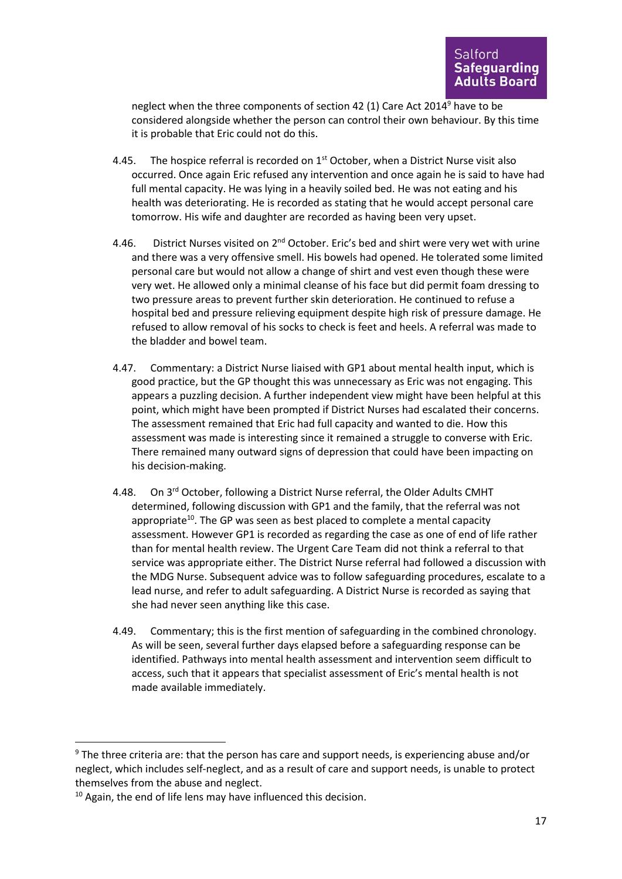neglect when the three components of section 42 (1) Care Act 2014[9] have to be considered alongside whether the person can control their own behaviour. By this time it is probable that Eric could not do this.

4.45. The hospice referral is recorded on 1st October, when a District Nurse visit also occurred. Once again Eric refused any intervention and once again he is said to have had full mental capacity. He was lying in a heavily soiled bed. He was not eating and his health was deteriorating. He is recorded as stating that he would accept personal care tomorrow. His wife and daughter are recorded as having been very upset.

4.46. District Nurses visited on 2nd October. Eric's bed and shirt were very wet with urine and there was a very offensive smell. His bowels had opened. He tolerated some limited personal care but would not allow a change of shirt and vest even though these were very wet. He allowed only a minimal cleanse of his face but did permit foam dressing to two pressure areas to prevent further skin deterioration. He continued to refuse a hospital bed and pressure relieving equipment despite high risk of pressure damage. He refused to allow removal of his socks to check is feet and heels. A referral was made to the bladder and bowel team.

4.47. Commentary: a District Nurse liaised with GP1 about mental health input, which is good practice, but the GP thought this was unnecessary as Eric was not engaging. This appears a puzzling decision. A further independent view might have been helpful at this point, which might have been prompted if District Nurses had escalated their concerns. The assessment remained that Eric had full capacity and wanted to die. How this assessment was made is interesting since it remained a struggle to converse with Eric. There remained many outward signs of depression that could have been impacting on his decision-making.

4.48. On 3rd October, following a District Nurse referral, the Older Adults CMHT determined, following discussion with GP1 and the family, that the referral was not appropriate[10]. The GP was seen as best placed to complete a mental capacity assessment. However GP1 is recorded as regarding the case as one of end of life rather than for mental health review. The Urgent Care Team did not think a referral to that service was appropriate either. The District Nurse referral had followed a discussion with the MDG Nurse. Subsequent advice was to follow safeguarding procedures, escalate to a lead nurse, and refer to adult safeguarding. A District Nurse is recorded as saying that she had never seen anything like this case.

4.49. Commentary; this is the first mention of safeguarding in the combined chronology. As will be seen, several further days elapsed before a safeguarding response can be identified. Pathways into mental health assessment and intervention seem difficult to access, such that it appears that specialist assessment of Eric's mental health is not made available immediately.

---

[9] The three criteria are: that the person has care and support needs, is experiencing abuse and/or neglect, which includes self-neglect, and as a result of care and support needs, is unable to protect themselves from the abuse and neglect.

[10] Again, the end of life lens may have influenced this decision.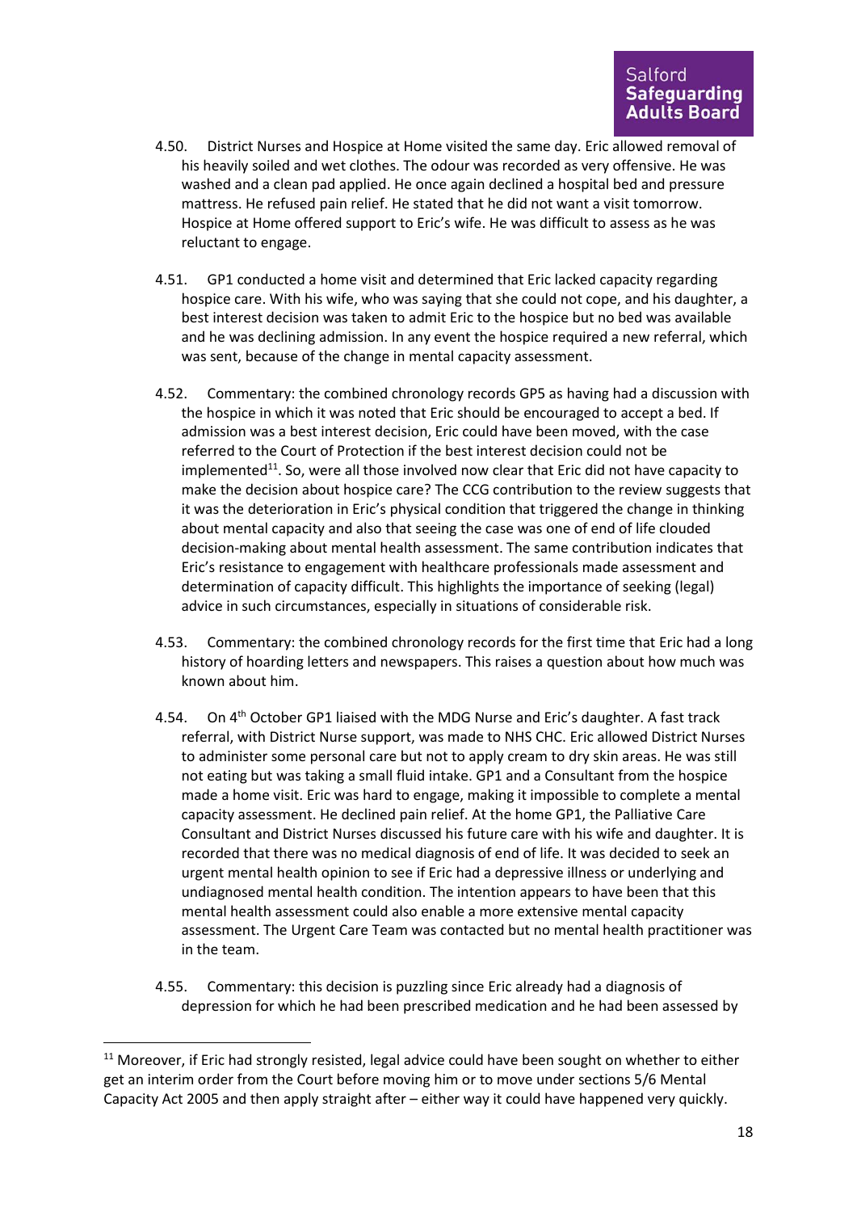4.50. District Nurses and Hospice at Home visited the same day. Eric allowed removal of his heavily soiled and wet clothes. The odour was recorded as very offensive. He was washed and a clean pad applied. He once again declined a hospital bed and pressure mattress. He refused pain relief. He stated that he did not want a visit tomorrow. Hospice at Home offered support to Eric's wife. He was difficult to assess as he was reluctant to engage.

4.51. GP1 conducted a home visit and determined that Eric lacked capacity regarding hospice care. With his wife, who was saying that she could not cope, and his daughter, a best interest decision was taken to admit Eric to the hospice but no bed was available and he was declining admission. In any event the hospice required a new referral, which was sent, because of the change in mental capacity assessment.

4.52. Commentary: the combined chronology records GP5 as having had a discussion with the hospice in which it was noted that Eric should be encouraged to accept a bed. If admission was a best interest decision, Eric could have been moved, with the case referred to the Court of Protection if the best interest decision could not be implemented[11]. So, were all those involved now clear that Eric did not have capacity to make the decision about hospice care? The CCG contribution to the review suggests that it was the deterioration in Eric's physical condition that triggered the change in thinking about mental capacity and also that seeing the case was one of end of life clouded decision-making about mental health assessment. The same contribution indicates that Eric's resistance to engagement with healthcare professionals made assessment and determination of capacity difficult. This highlights the importance of seeking (legal) advice in such circumstances, especially in situations of considerable risk.

4.53. Commentary: the combined chronology records for the first time that Eric had a long history of hoarding letters and newspapers. This raises a question about how much was known about him.

4.54. On 4th October GP1 liaised with the MDG Nurse and Eric's daughter. A fast track referral, with District Nurse support, was made to NHS CHC. Eric allowed District Nurses to administer some personal care but not to apply cream to dry skin areas. He was still not eating but was taking a small fluid intake. GP1 and a Consultant from the hospice made a home visit. Eric was hard to engage, making it impossible to complete a mental capacity assessment. He declined pain relief. At the home GP1, the Palliative Care Consultant and District Nurses discussed his future care with his wife and daughter. It is recorded that there was no medical diagnosis of end of life. It was decided to seek an urgent mental health opinion to see if Eric had a depressive illness or underlying and undiagnosed mental health condition. The intention appears to have been that this mental health assessment could also enable a more extensive mental capacity assessment. The Urgent Care Team was contacted but no mental health practitioner was in the team.

4.55. Commentary: this decision is puzzling since Eric already had a diagnosis of depression for which he had been prescribed medication and he had been assessed by

[11] Moreover, if Eric had strongly resisted, legal advice could have been sought on whether to either get an interim order from the Court before moving him or to move under sections 5/6 Mental Capacity Act 2005 and then apply straight after – either way it could have happened very quickly.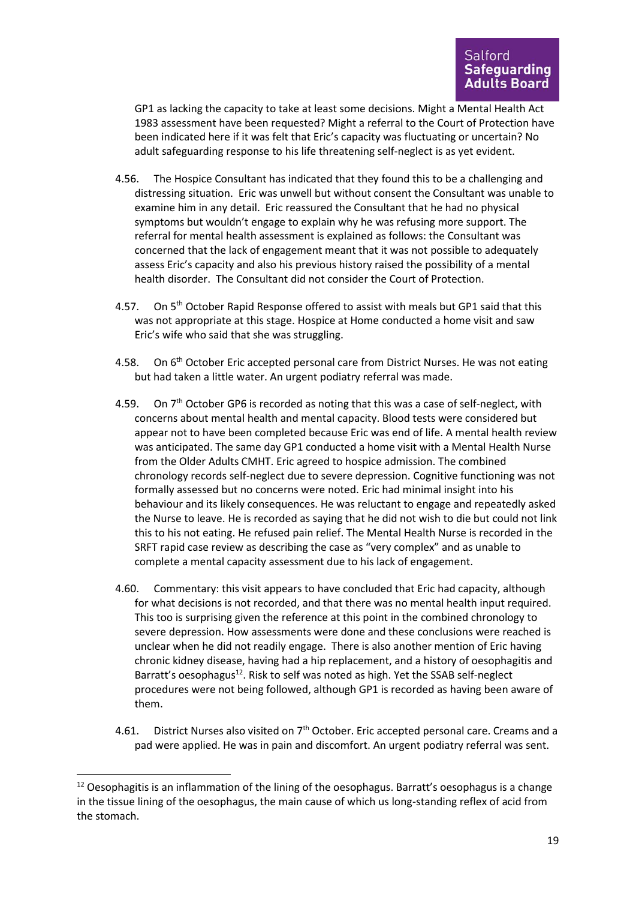GP1 as lacking the capacity to take at least some decisions. Might a Mental Health Act 1983 assessment have been requested? Might a referral to the Court of Protection have been indicated here if it was felt that Eric's capacity was fluctuating or uncertain? No adult safeguarding response to his life threatening self-neglect is as yet evident.

4.56. The Hospice Consultant has indicated that they found this to be a challenging and distressing situation. Eric was unwell but without consent the Consultant was unable to examine him in any detail. Eric reassured the Consultant that he had no physical symptoms but wouldn't engage to explain why he was refusing more support. The referral for mental health assessment is explained as follows: the Consultant was concerned that the lack of engagement meant that it was not possible to adequately assess Eric's capacity and also his previous history raised the possibility of a mental health disorder. The Consultant did not consider the Court of Protection.

4.57. On 5th October Rapid Response offered to assist with meals but GP1 said that this was not appropriate at this stage. Hospice at Home conducted a home visit and saw Eric's wife who said that she was struggling.

4.58. On 6th October Eric accepted personal care from District Nurses. He was not eating but had taken a little water. An urgent podiatry referral was made.

4.59. On 7th October GP6 is recorded as noting that this was a case of self-neglect, with concerns about mental health and mental capacity. Blood tests were considered but appear not to have been completed because Eric was end of life. A mental health review was anticipated. The same day GP1 conducted a home visit with a Mental Health Nurse from the Older Adults CMHT. Eric agreed to hospice admission. The combined chronology records self-neglect due to severe depression. Cognitive functioning was not formally assessed but no concerns were noted. Eric had minimal insight into his behaviour and its likely consequences. He was reluctant to engage and repeatedly asked the Nurse to leave. He is recorded as saying that he did not wish to die but could not link this to his not eating. He refused pain relief. The Mental Health Nurse is recorded in the SRFT rapid case review as describing the case as "very complex" and as unable to complete a mental capacity assessment due to his lack of engagement.

4.60. Commentary: this visit appears to have concluded that Eric had capacity, although for what decisions is not recorded, and that there was no mental health input required. This too is surprising given the reference at this point in the combined chronology to severe depression. How assessments were done and these conclusions were reached is unclear when he did not readily engage. There is also another mention of Eric having chronic kidney disease, having had a hip replacement, and a history of oesophagitis and Barratt's oesophagus[12]. Risk to self was noted as high. Yet the SSAB self-neglect procedures were not being followed, although GP1 is recorded as having been aware of them.

4.61. District Nurses also visited on 7th October. Eric accepted personal care. Creams and a pad were applied. He was in pain and discomfort. An urgent podiatry referral was sent.

[12] Oesophagitis is an inflammation of the lining of the oesophagus. Barratt's oesophagus is a change in the tissue lining of the oesophagus, the main cause of which us long-standing reflex of acid from the stomach.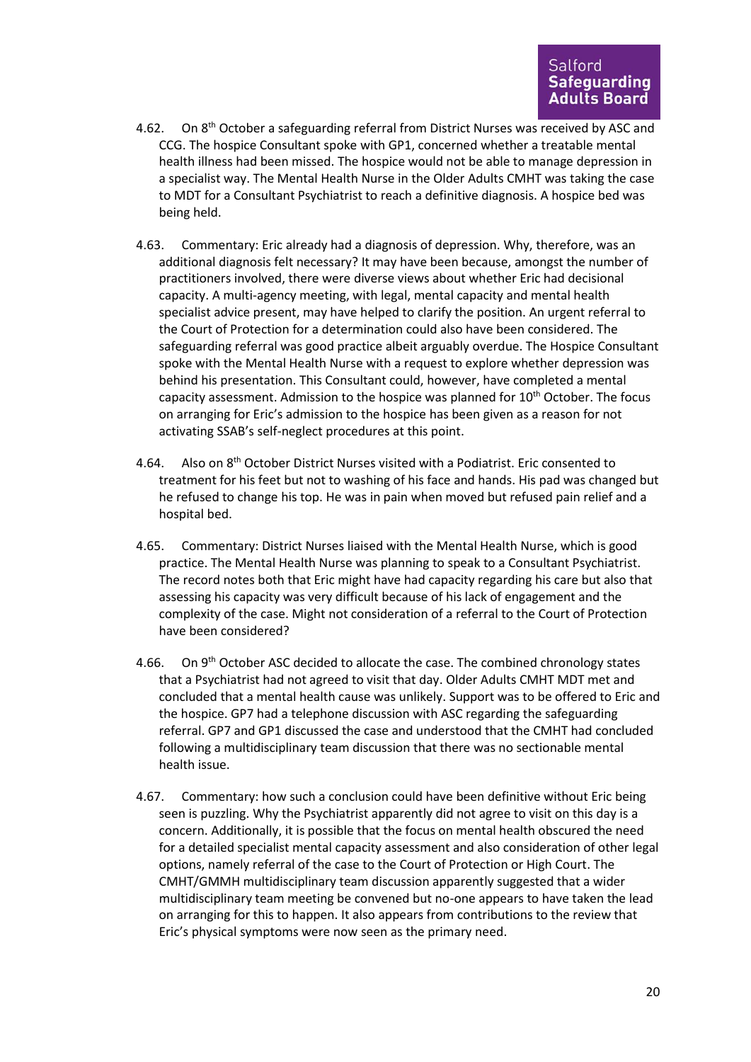4.62. On 8th October a safeguarding referral from District Nurses was received by ASC and CCG. The hospice Consultant spoke with GP1, concerned whether a treatable mental health illness had been missed. The hospice would not be able to manage depression in a specialist way. The Mental Health Nurse in the Older Adults CMHT was taking the case to MDT for a Consultant Psychiatrist to reach a definitive diagnosis. A hospice bed was being held.

4.63. Commentary: Eric already had a diagnosis of depression. Why, therefore, was an additional diagnosis felt necessary? It may have been because, amongst the number of practitioners involved, there were diverse views about whether Eric had decisional capacity. A multi-agency meeting, with legal, mental capacity and mental health specialist advice present, may have helped to clarify the position. An urgent referral to the Court of Protection for a determination could also have been considered. The safeguarding referral was good practice albeit arguably overdue. The Hospice Consultant spoke with the Mental Health Nurse with a request to explore whether depression was behind his presentation. This Consultant could, however, have completed a mental capacity assessment. Admission to the hospice was planned for 10th October. The focus on arranging for Eric's admission to the hospice has been given as a reason for not activating SSAB's self-neglect procedures at this point.

4.64. Also on 8th October District Nurses visited with a Podiatrist. Eric consented to treatment for his feet but not to washing of his face and hands. His pad was changed but he refused to change his top. He was in pain when moved but refused pain relief and a hospital bed.

4.65. Commentary: District Nurses liaised with the Mental Health Nurse, which is good practice. The Mental Health Nurse was planning to speak to a Consultant Psychiatrist. The record notes both that Eric might have had capacity regarding his care but also that assessing his capacity was very difficult because of his lack of engagement and the complexity of the case. Might not consideration of a referral to the Court of Protection have been considered?

4.66. On 9th October ASC decided to allocate the case. The combined chronology states that a Psychiatrist had not agreed to visit that day. Older Adults CMHT MDT met and concluded that a mental health cause was unlikely. Support was to be offered to Eric and the hospice. GP7 had a telephone discussion with ASC regarding the safeguarding referral. GP7 and GP1 discussed the case and understood that the CMHT had concluded following a multidisciplinary team discussion that there was no sectionable mental health issue.

4.67. Commentary: how such a conclusion could have been definitive without Eric being seen is puzzling. Why the Psychiatrist apparently did not agree to visit on this day is a concern. Additionally, it is possible that the focus on mental health obscured the need for a detailed specialist mental capacity assessment and also consideration of other legal options, namely referral of the case to the Court of Protection or High Court. The CMHT/GMMH multidisciplinary team discussion apparently suggested that a wider multidisciplinary team meeting be convened but no-one appears to have taken the lead on arranging for this to happen. It also appears from contributions to the review that Eric's physical symptoms were now seen as the primary need.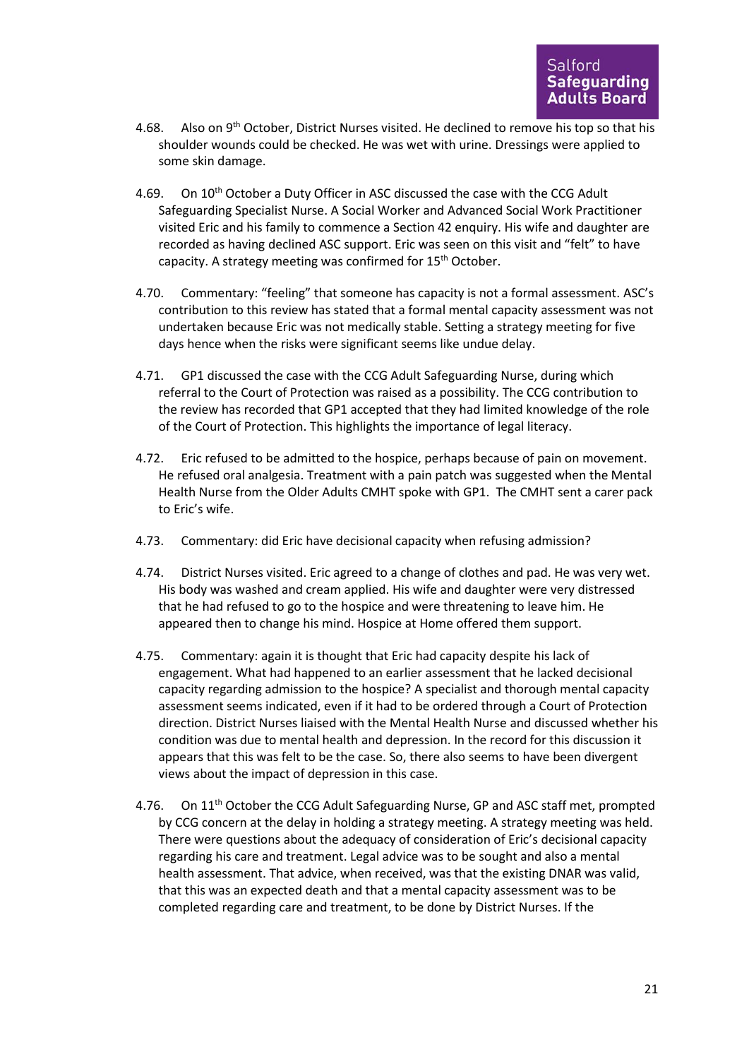4.68. Also on 9th October, District Nurses visited. He declined to remove his top so that his shoulder wounds could be checked. He was wet with urine. Dressings were applied to some skin damage.

4.69. On 10th October a Duty Officer in ASC discussed the case with the CCG Adult Safeguarding Specialist Nurse. A Social Worker and Advanced Social Work Practitioner visited Eric and his family to commence a Section 42 enquiry. His wife and daughter are recorded as having declined ASC support. Eric was seen on this visit and "felt" to have capacity. A strategy meeting was confirmed for 15th October.

4.70. Commentary: "feeling" that someone has capacity is not a formal assessment. ASC's contribution to this review has stated that a formal mental capacity assessment was not undertaken because Eric was not medically stable. Setting a strategy meeting for five days hence when the risks were significant seems like undue delay.

4.71. GP1 discussed the case with the CCG Adult Safeguarding Nurse, during which referral to the Court of Protection was raised as a possibility. The CCG contribution to the review has recorded that GP1 accepted that they had limited knowledge of the role of the Court of Protection. This highlights the importance of legal literacy.

4.72. Eric refused to be admitted to the hospice, perhaps because of pain on movement. He refused oral analgesia. Treatment with a pain patch was suggested when the Mental Health Nurse from the Older Adults CMHT spoke with GP1. The CMHT sent a carer pack to Eric's wife.

4.73. Commentary: did Eric have decisional capacity when refusing admission?

4.74. District Nurses visited. Eric agreed to a change of clothes and pad. He was very wet. His body was washed and cream applied. His wife and daughter were very distressed that he had refused to go to the hospice and were threatening to leave him. He appeared then to change his mind. Hospice at Home offered them support.

4.75. Commentary: again it is thought that Eric had capacity despite his lack of engagement. What had happened to an earlier assessment that he lacked decisional capacity regarding admission to the hospice? A specialist and thorough mental capacity assessment seems indicated, even if it had to be ordered through a Court of Protection direction. District Nurses liaised with the Mental Health Nurse and discussed whether his condition was due to mental health and depression. In the record for this discussion it appears that this was felt to be the case. So, there also seems to have been divergent views about the impact of depression in this case.

4.76. On 11th October the CCG Adult Safeguarding Nurse, GP and ASC staff met, prompted by CCG concern at the delay in holding a strategy meeting. A strategy meeting was held. There were questions about the adequacy of consideration of Eric's decisional capacity regarding his care and treatment. Legal advice was to be sought and also a mental health assessment. That advice, when received, was that the existing DNAR was valid, that this was an expected death and that a mental capacity assessment was to be completed regarding care and treatment, to be done by District Nurses. If the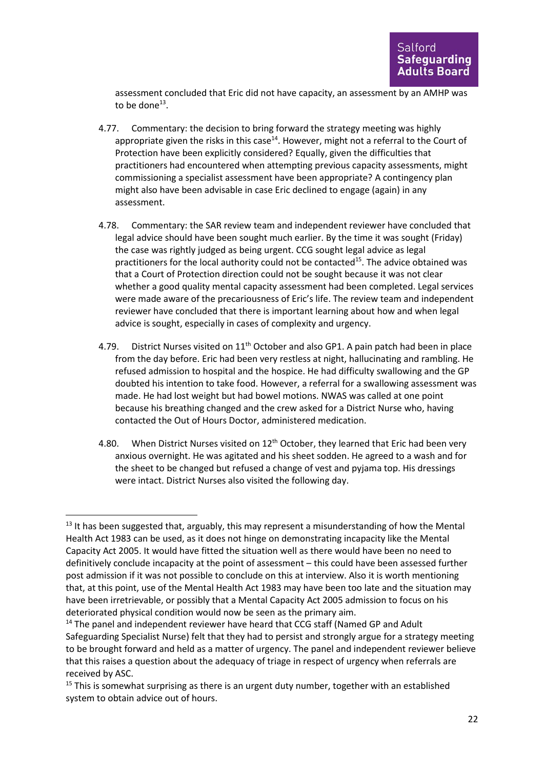assessment concluded that Eric did not have capacity, an assessment by an AMHP was to be done[13].

4.77. Commentary: the decision to bring forward the strategy meeting was highly appropriate given the risks in this case[14]. However, might not a referral to the Court of Protection have been explicitly considered? Equally, given the difficulties that practitioners had encountered when attempting previous capacity assessments, might commissioning a specialist assessment have been appropriate? A contingency plan might also have been advisable in case Eric declined to engage (again) in any assessment.

4.78. Commentary: the SAR review team and independent reviewer have concluded that legal advice should have been sought much earlier. By the time it was sought (Friday) the case was rightly judged as being urgent. CCG sought legal advice as legal practitioners for the local authority could not be contacted[15]. The advice obtained was that a Court of Protection direction could not be sought because it was not clear whether a good quality mental capacity assessment had been completed. Legal services were made aware of the precariousness of Eric's life. The review team and independent reviewer have concluded that there is important learning about how and when legal advice is sought, especially in cases of complexity and urgency.

4.79. District Nurses visited on 11th October and also GP1. A pain patch had been in place from the day before. Eric had been very restless at night, hallucinating and rambling. He refused admission to hospital and the hospice. He had difficulty swallowing and the GP doubted his intention to take food. However, a referral for a swallowing assessment was made. He had lost weight but had bowel motions. NWAS was called at one point because his breathing changed and the crew asked for a District Nurse who, having contacted the Out of Hours Doctor, administered medication.

4.80. When District Nurses visited on 12th October, they learned that Eric had been very anxious overnight. He was agitated and his sheet sodden. He agreed to a wash and for the sheet to be changed but refused a change of vest and pyjama top. His dressings were intact. District Nurses also visited the following day.

---

[13] It has been suggested that, arguably, this may represent a misunderstanding of how the Mental Health Act 1983 can be used, as it does not hinge on demonstrating incapacity like the Mental Capacity Act 2005. It would have fitted the situation well as there would have been no need to definitively conclude incapacity at the point of assessment – this could have been assessed further post admission if it was not possible to conclude on this at interview. Also it is worth mentioning that, at this point, use of the Mental Health Act 1983 may have been too late and the situation may have been irretrievable, or possibly that a Mental Capacity Act 2005 admission to focus on his deteriorated physical condition would now be seen as the primary aim.

[14] The panel and independent reviewer have heard that CCG staff (Named GP and Adult Safeguarding Specialist Nurse) felt that they had to persist and strongly argue for a strategy meeting to be brought forward and held as a matter of urgency. The panel and independent reviewer believe that this raises a question about the adequacy of triage in respect of urgency when referrals are received by ASC.

[15] This is somewhat surprising as there is an urgent duty number, together with an established system to obtain advice out of hours.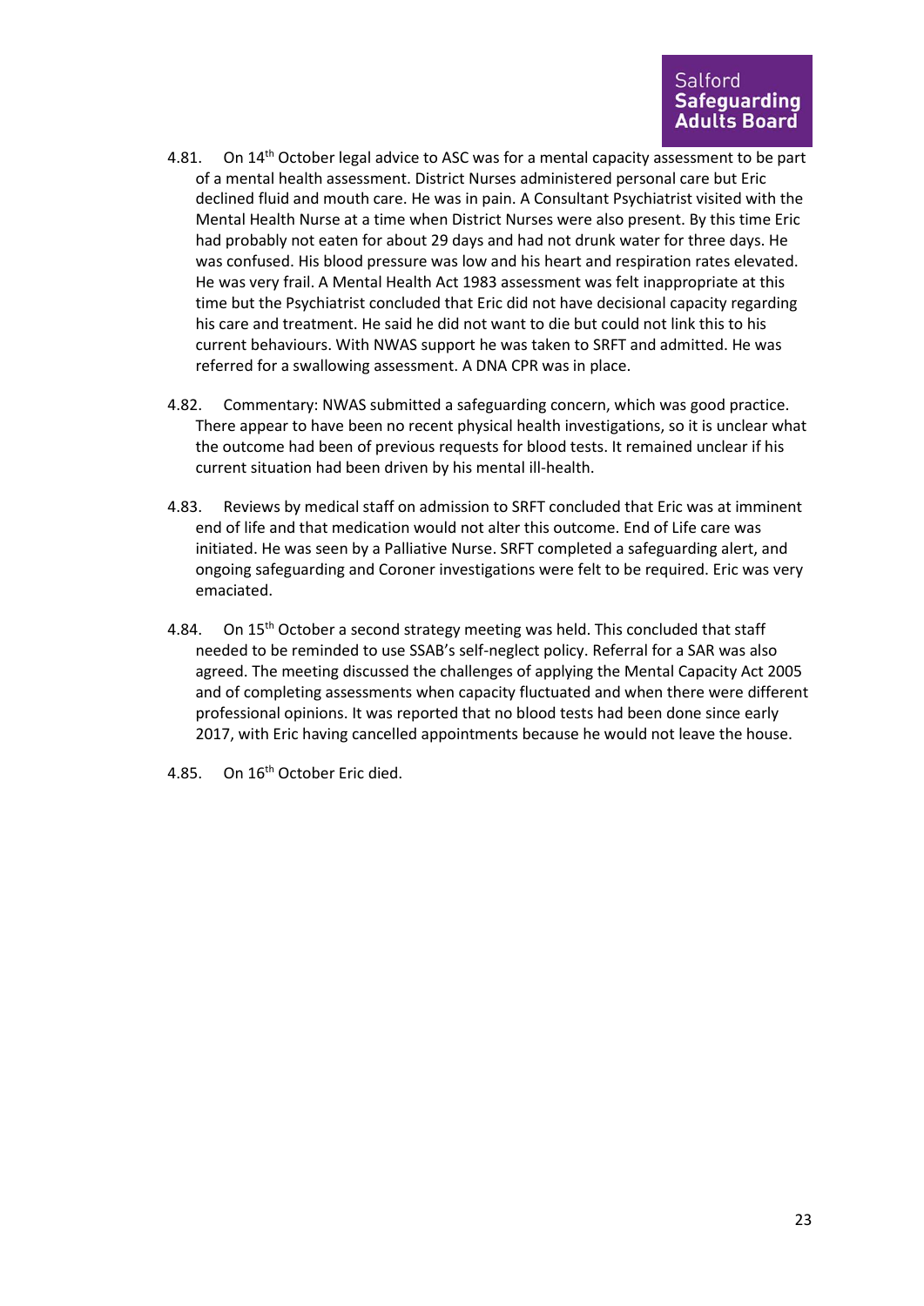4.81. On 14th October legal advice to ASC was for a mental capacity assessment to be part of a mental health assessment. District Nurses administered personal care but Eric declined fluid and mouth care. He was in pain. A Consultant Psychiatrist visited with the Mental Health Nurse at a time when District Nurses were also present. By this time Eric had probably not eaten for about 29 days and had not drunk water for three days. He was confused. His blood pressure was low and his heart and respiration rates elevated. He was very frail. A Mental Health Act 1983 assessment was felt inappropriate at this time but the Psychiatrist concluded that Eric did not have decisional capacity regarding his care and treatment. He said he did not want to die but could not link this to his current behaviours. With NWAS support he was taken to SRFT and admitted. He was referred for a swallowing assessment. A DNA CPR was in place.

4.82. Commentary: NWAS submitted a safeguarding concern, which was good practice. There appear to have been no recent physical health investigations, so it is unclear what the outcome had been of previous requests for blood tests. It remained unclear if his current situation had been driven by his mental ill-health.

4.83. Reviews by medical staff on admission to SRFT concluded that Eric was at imminent end of life and that medication would not alter this outcome. End of Life care was initiated. He was seen by a Palliative Nurse. SRFT completed a safeguarding alert, and ongoing safeguarding and Coroner investigations were felt to be required. Eric was very emaciated.

4.84. On 15th October a second strategy meeting was held. This concluded that staff needed to be reminded to use SSAB's self-neglect policy. Referral for a SAR was also agreed. The meeting discussed the challenges of applying the Mental Capacity Act 2005 and of completing assessments when capacity fluctuated and when there were different professional opinions. It was reported that no blood tests had been done since early 2017, with Eric having cancelled appointments because he would not leave the house.

4.85. On 16th October Eric died.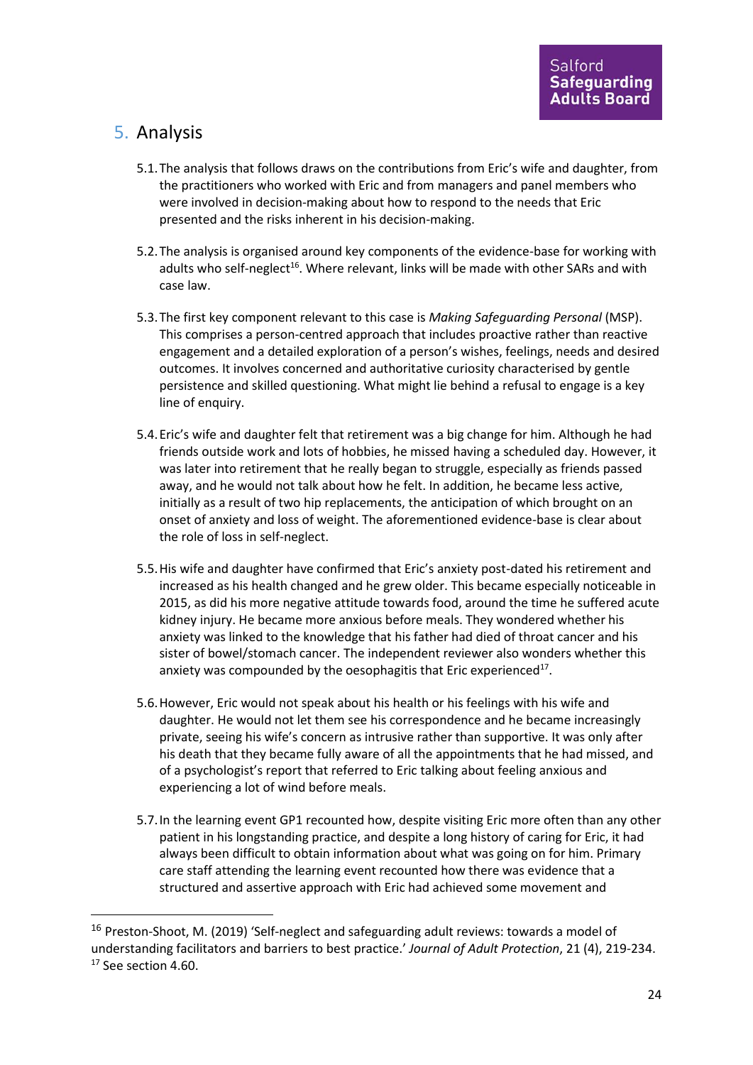## 5. Analysis

5.1. The analysis that follows draws on the contributions from Eric's wife and daughter, from the practitioners who worked with Eric and from managers and panel members who were involved in decision-making about how to respond to the needs that Eric presented and the risks inherent in his decision-making.

5.2. The analysis is organised around key components of the evidence-base for working with adults who self-neglect[16]. Where relevant, links will be made with other SARs and with case law.

5.3. The first key component relevant to this case is *Making Safeguarding Personal* (MSP). This comprises a person-centred approach that includes proactive rather than reactive engagement and a detailed exploration of a person's wishes, feelings, needs and desired outcomes. It involves concerned and authoritative curiosity characterised by gentle persistence and skilled questioning. What might lie behind a refusal to engage is a key line of enquiry.

5.4. Eric's wife and daughter felt that retirement was a big change for him. Although he had friends outside work and lots of hobbies, he missed having a scheduled day. However, it was later into retirement that he really began to struggle, especially as friends passed away, and he would not talk about how he felt. In addition, he became less active, initially as a result of two hip replacements, the anticipation of which brought on an onset of anxiety and loss of weight. The aforementioned evidence-base is clear about the role of loss in self-neglect.

5.5. His wife and daughter have confirmed that Eric's anxiety post-dated his retirement and increased as his health changed and he grew older. This became especially noticeable in 2015, as did his more negative attitude towards food, around the time he suffered acute kidney injury. He became more anxious before meals. They wondered whether his anxiety was linked to the knowledge that his father had died of throat cancer and his sister of bowel/stomach cancer. The independent reviewer also wonders whether this anxiety was compounded by the oesophagitis that Eric experienced[17].

5.6. However, Eric would not speak about his health or his feelings with his wife and daughter. He would not let them see his correspondence and he became increasingly private, seeing his wife's concern as intrusive rather than supportive. It was only after his death that they became fully aware of all the appointments that he had missed, and of a psychologist's report that referred to Eric talking about feeling anxious and experiencing a lot of wind before meals.

5.7. In the learning event GP1 recounted how, despite visiting Eric more often than any other patient in his longstanding practice, and despite a long history of caring for Eric, it had always been difficult to obtain information about what was going on for him. Primary care staff attending the learning event recounted how there was evidence that a structured and assertive approach with Eric had achieved some movement and

---

[16] Preston-Shoot, M. (2019) 'Self-neglect and safeguarding adult reviews: towards a model of understanding facilitators and barriers to best practice.' *Journal of Adult Protection*, 21 (4), 219-234.

[17] See section 4.60.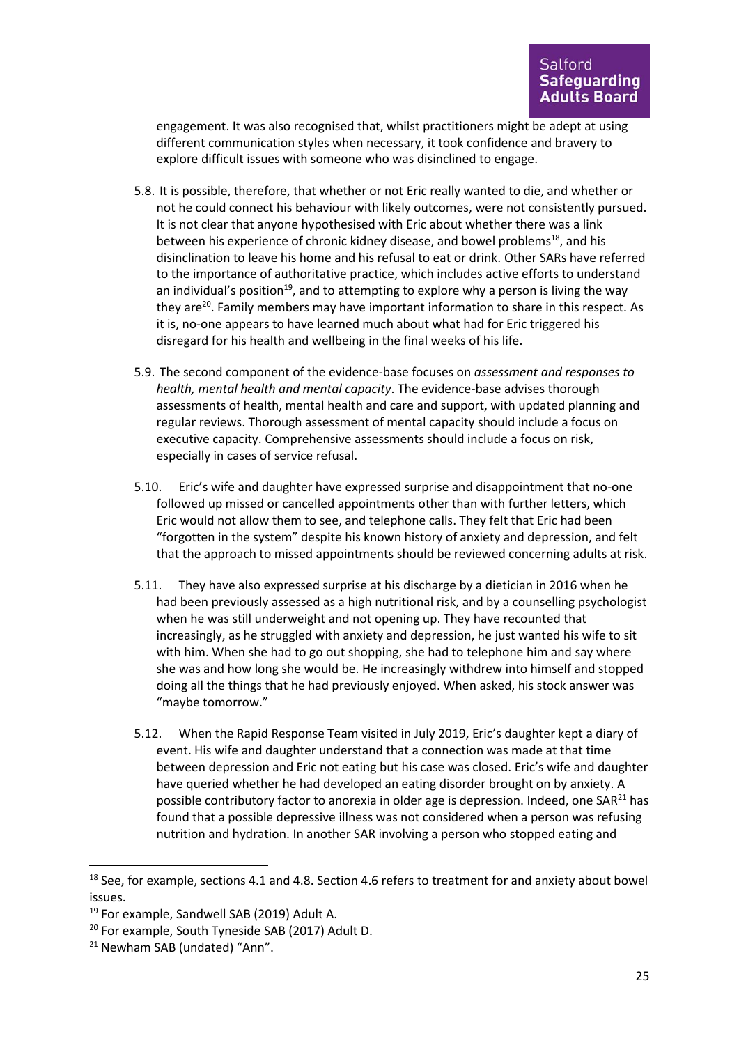engagement. It was also recognised that, whilst practitioners might be adept at using different communication styles when necessary, it took confidence and bravery to explore difficult issues with someone who was disinclined to engage.

5.8. It is possible, therefore, that whether or not Eric really wanted to die, and whether or not he could connect his behaviour with likely outcomes, were not consistently pursued. It is not clear that anyone hypothesised with Eric about whether there was a link between his experience of chronic kidney disease, and bowel problems[18], and his disinclination to leave his home and his refusal to eat or drink. Other SARs have referred to the importance of authoritative practice, which includes active efforts to understand an individual's position[19], and to attempting to explore why a person is living the way they are[20]. Family members may have important information to share in this respect. As it is, no-one appears to have learned much about what had for Eric triggered his disregard for his health and wellbeing in the final weeks of his life.

5.9. The second component of the evidence-base focuses on *assessment and responses to health, mental health and mental capacity*. The evidence-base advises thorough assessments of health, mental health and care and support, with updated planning and regular reviews. Thorough assessment of mental capacity should include a focus on executive capacity. Comprehensive assessments should include a focus on risk, especially in cases of service refusal.

5.10. Eric's wife and daughter have expressed surprise and disappointment that no-one followed up missed or cancelled appointments other than with further letters, which Eric would not allow them to see, and telephone calls. They felt that Eric had been "forgotten in the system" despite his known history of anxiety and depression, and felt that the approach to missed appointments should be reviewed concerning adults at risk.

5.11. They have also expressed surprise at his discharge by a dietician in 2016 when he had been previously assessed as a high nutritional risk, and by a counselling psychologist when he was still underweight and not opening up. They have recounted that increasingly, as he struggled with anxiety and depression, he just wanted his wife to sit with him. When she had to go out shopping, she had to telephone him and say where she was and how long she would be. He increasingly withdrew into himself and stopped doing all the things that he had previously enjoyed. When asked, his stock answer was "maybe tomorrow."

5.12. When the Rapid Response Team visited in July 2019, Eric's daughter kept a diary of event. His wife and daughter understand that a connection was made at that time between depression and Eric not eating but his case was closed. Eric's wife and daughter have queried whether he had developed an eating disorder brought on by anxiety. A possible contributory factor to anorexia in older age is depression. Indeed, one SAR[21] has found that a possible depressive illness was not considered when a person was refusing nutrition and hydration. In another SAR involving a person who stopped eating and

---

[18] See, for example, sections 4.1 and 4.8. Section 4.6 refers to treatment for and anxiety about bowel issues.

[19] For example, Sandwell SAB (2019) Adult A.

[20] For example, South Tyneside SAB (2017) Adult D.

[21] Newham SAB (undated) "Ann".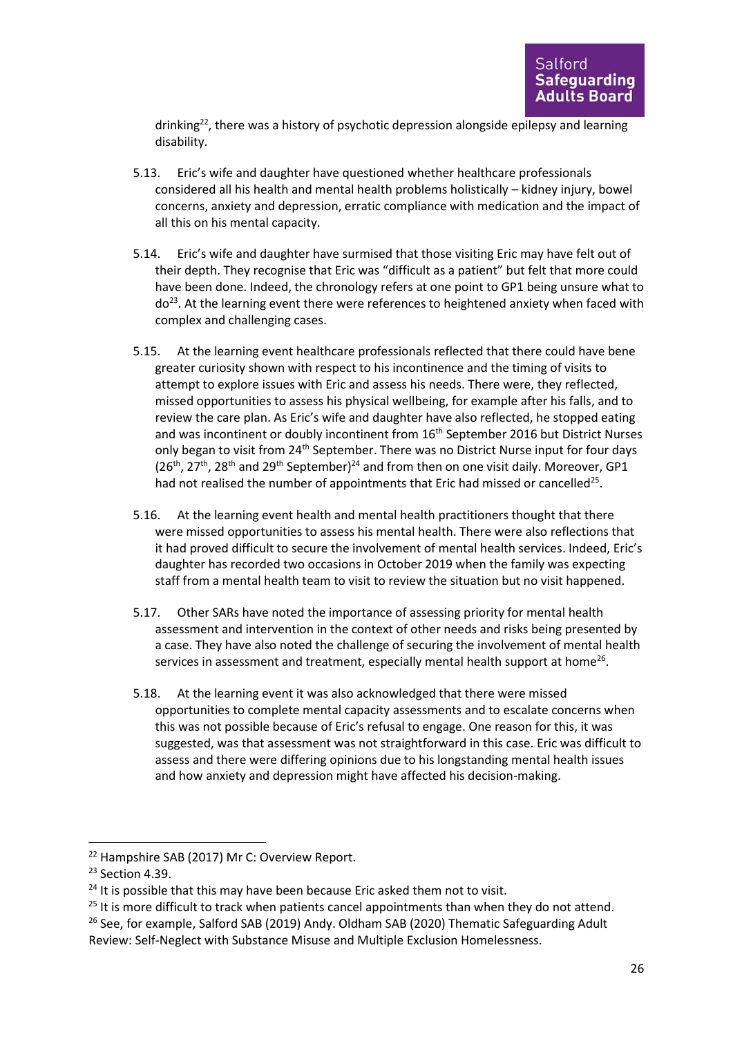drinking[22], there was a history of psychotic depression alongside epilepsy and learning disability.

5.13. Eric's wife and daughter have questioned whether healthcare professionals considered all his health and mental health problems holistically – kidney injury, bowel concerns, anxiety and depression, erratic compliance with medication and the impact of all this on his mental capacity.

5.14. Eric's wife and daughter have surmised that those visiting Eric may have felt out of their depth. They recognise that Eric was "difficult as a patient" but felt that more could have been done. Indeed, the chronology refers at one point to GP1 being unsure what to do[23]. At the learning event there were references to heightened anxiety when faced with complex and challenging cases.

5.15. At the learning event healthcare professionals reflected that there could have bene greater curiosity shown with respect to his incontinence and the timing of visits to attempt to explore issues with Eric and assess his needs. There were, they reflected, missed opportunities to assess his physical wellbeing, for example after his falls, and to review the care plan. As Eric's wife and daughter have also reflected, he stopped eating and was incontinent or doubly incontinent from 16th September 2016 but District Nurses only began to visit from 24th September. There was no District Nurse input for four days (26th, 27th, 28th and 29th September)[24] and from then on one visit daily. Moreover, GP1 had not realised the number of appointments that Eric had missed or cancelled[25].

5.16. At the learning event health and mental health practitioners thought that there were missed opportunities to assess his mental health. There were also reflections that it had proved difficult to secure the involvement of mental health services. Indeed, Eric's daughter has recorded two occasions in October 2019 when the family was expecting staff from a mental health team to review the situation but no visit happened.

5.17. Other SARs have noted the importance of assessing priority for mental health assessment and intervention in the context of other needs and risks being presented by a case. They have also noted the challenge of securing the involvement of mental health services in assessment and treatment, especially mental health support at home[26].

5.18. At the learning event it was also acknowledged that there were missed opportunities to complete mental capacity assessments and to escalate concerns when this was not possible because of Eric's refusal to engage. One reason for this, it was suggested, was that assessment was not straightforward in this case. Eric was difficult to assess and there were differing opinions due to his longstanding mental health issues and how anxiety and depression might have affected his decision-making.

---

[22] Hampshire SAB (2017) Mr C: Overview Report.

[23] Section 4.39.

[24] It is possible that this may have been because Eric asked them not to visit.

[25] It is more difficult to track when patients cancel appointments than when they do not attend.

[26] See, for example, Salford SAB (2019) Andy. Oldham SAB (2020) Thematic Safeguarding Adult Review: Self-Neglect with Substance Misuse and Multiple Exclusion Homelessness.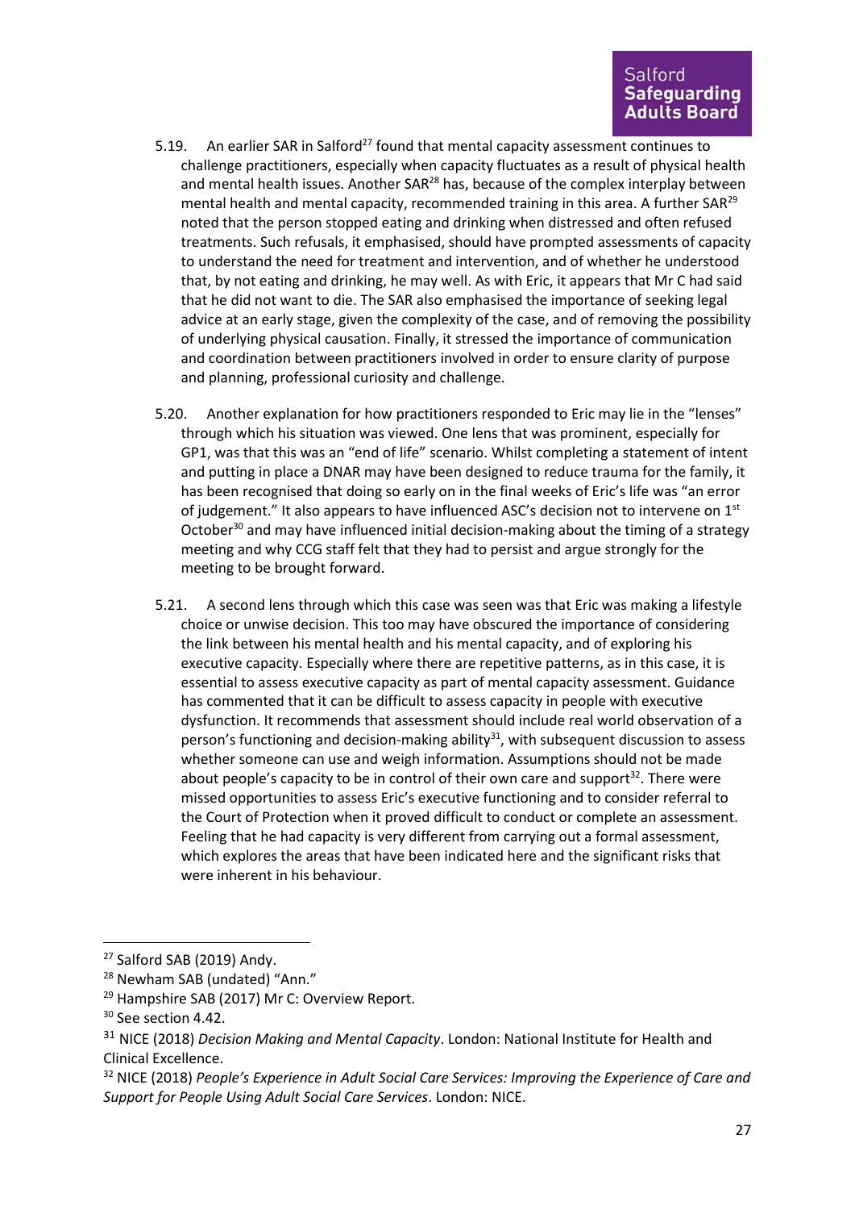5.19. An earlier SAR in Salford[27] found that mental capacity assessment continues to challenge practitioners, especially when capacity fluctuates as a result of physical health and mental health issues. Another SAR[28] has, because of the complex interplay between mental health and mental capacity, recommended training in this area. A further SAR[29] noted that the person stopped eating and drinking when distressed and often refused treatments. Such refusals, it emphasised, should have prompted assessments of capacity to understand the need for treatment and intervention, and of whether he understood that, by not eating and drinking, he may well. As with Eric, it appears that Mr C had said that he did not want to die. The SAR also emphasised the importance of seeking legal advice at an early stage, given the complexity of the case, and of removing the possibility of underlying physical causation. Finally, it stressed the importance of communication and coordination between practitioners involved in order to ensure clarity of purpose and planning, professional curiosity and challenge.

5.20. Another explanation for how practitioners responded to Eric may lie in the "lenses" through which his situation was viewed. One lens that was prominent, especially for GP1, was that this was an "end of life" scenario. Whilst completing a statement of intent and putting in place a DNAR may have been designed to reduce trauma for the family, it has been recognised that doing so early on in the final weeks of Eric's life was "an error of judgement." It also appears to have influenced ASC's decision not to intervene on 1st October[30] and may have influenced initial decision-making about the timing of a strategy meeting and why CCG staff felt that they had to persist and argue strongly for the meeting to be brought forward.

5.21. A second lens through which this case was seen was that Eric was making a lifestyle choice or unwise decision. This too may have obscured the importance of considering the link between his mental health and his mental capacity, and of exploring his executive capacity. Especially where there are repetitive patterns, as in this case, it is essential to assess executive capacity as part of mental capacity assessment. Guidance has commented that it can be difficult to assess capacity in people with executive dysfunction. It recommends that assessment should include real world observation of a person's functioning and decision-making ability[31], with subsequent discussion to assess whether someone can use and weigh information. Assumptions should not be made about people's capacity to be in control of their own care and support[32]. There were missed opportunities to assess Eric's executive functioning and to consider referral to the Court of Protection when it proved difficult to conduct or complete an assessment. Feeling that he had capacity is very different from carrying out a formal assessment, which explores the areas that have been indicated here and the significant risks that were inherent in his behaviour.

---

[27] Salford SAB (2019) Andy.

[28] Newham SAB (undated) "Ann."

[29] Hampshire SAB (2017) Mr C: Overview Report.

[30] See section 4.42.

[31] NICE (2018) *Decision Making and Mental Capacity*. London: National Institute for Health and Clinical Excellence.

[32] NICE (2018) *People's Experience in Adult Social Care Services: Improving the Experience of Care and Support for People Using Adult Social Care Services*. London: NICE.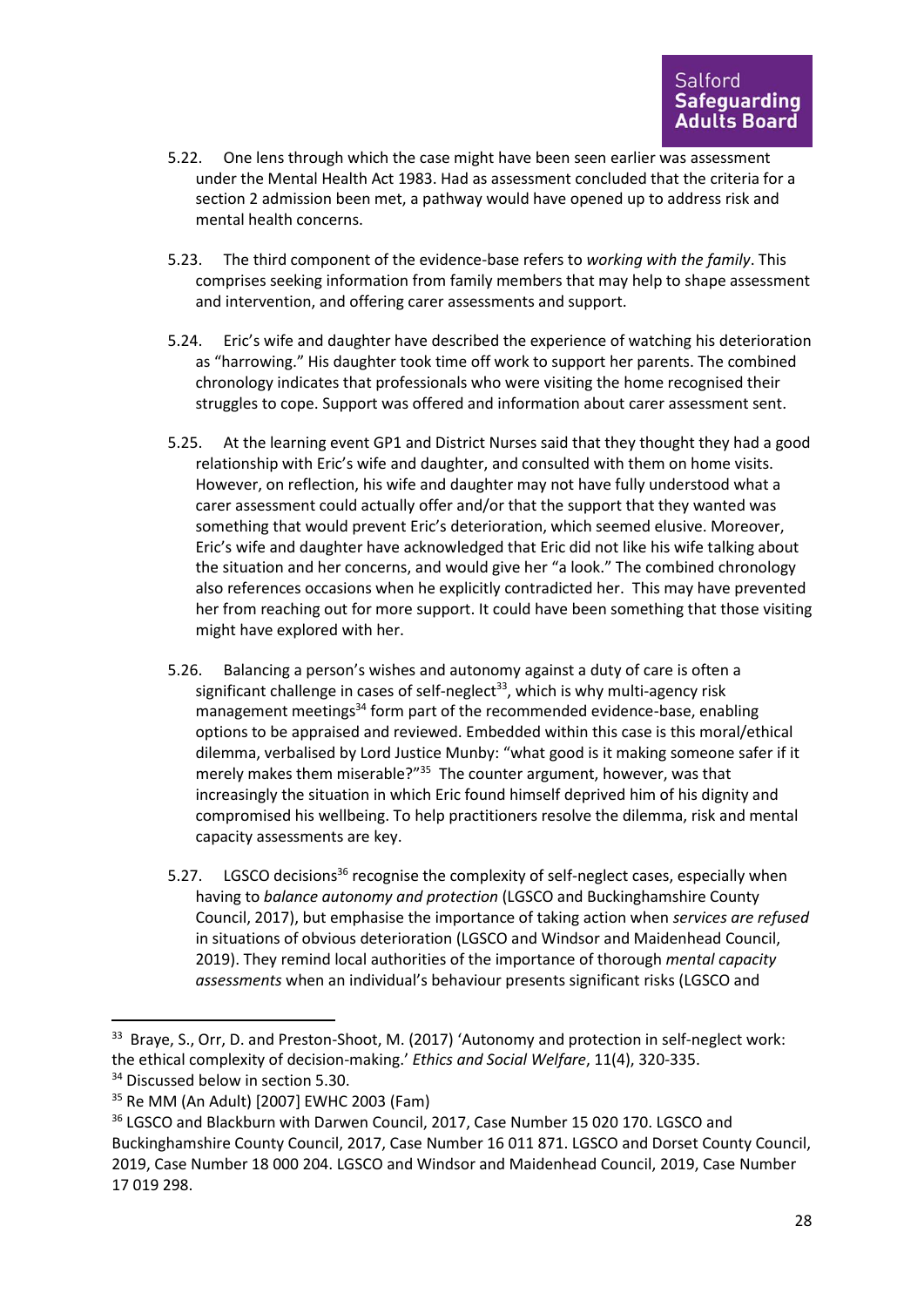5.22. One lens through which the case might have been seen earlier was assessment under the Mental Health Act 1983. Had as assessment concluded that the criteria for a section 2 admission been met, a pathway would have opened up to address risk and mental health concerns.

5.23. The third component of the evidence-base refers to *working with the family*. This comprises seeking information from family members that may help to shape assessment and intervention, and offering carer assessments and support.

5.24. Eric's wife and daughter have described the experience of watching his deterioration as "harrowing." His daughter took time off work to support her parents. The combined chronology indicates that professionals who were visiting the home recognised their struggles to cope. Support was offered and information about carer assessment sent.

5.25. At the learning event GP1 and District Nurses said that they thought they had a good relationship with Eric's wife and daughter, and consulted with them on home visits. However, on reflection, his wife and daughter may not have fully understood what a carer assessment could actually offer and/or that the support that they wanted was something that would prevent Eric's deterioration, which seemed elusive. Moreover, Eric's wife and daughter have acknowledged that Eric did not like his wife talking about the situation and her concerns, and would give her "a look." The combined chronology also references occasions when he explicitly contradicted her. This may have prevented her from reaching out for more support. It could have been something that those visiting might have explored with her.

5.26. Balancing a person's wishes and autonomy against a duty of care is often a significant challenge in cases of self-neglect[33], which is why multi-agency risk management meetings[34] form part of the recommended evidence-base, enabling options to be appraised and reviewed. Embedded within this case is this moral/ethical dilemma, verbalised by Lord Justice Munby: "what good is it making someone safer if it merely makes them miserable?"[35] The counter argument, however, was that increasingly the situation in which Eric found himself deprived him of his dignity and compromised his wellbeing. To help practitioners resolve the dilemma, risk and mental capacity assessments are key.

5.27. LGSCO decisions[36] recognise the complexity of self-neglect cases, especially when having to *balance autonomy and protection* (LGSCO and Buckinghamshire County Council, 2017), but emphasise the importance of taking action when *services are refused* in situations of obvious deterioration (LGSCO and Windsor and Maidenhead Council, 2019). They remind local authorities of the importance of thorough *mental capacity assessments* when an individual's behaviour presents significant risks (LGSCO and

---

[33] Braye, S., Orr, D. and Preston-Shoot, M. (2017) 'Autonomy and protection in self-neglect work: the ethical complexity of decision-making.' *Ethics and Social Welfare*, 11(4), 320-335.

[34] Discussed below in section 5.30.

[35] Re MM (An Adult) [2007] EWHC 2003 (Fam)

[36] LGSCO and Blackburn with Darwen Council, 2017, Case Number 15 020 170. LGSCO and Buckinghamshire County Council, 2017, Case Number 16 011 871. LGSCO and Dorset County Council, 2019, Case Number 18 000 204. LGSCO and Windsor and Maidenhead Council, 2019, Case Number 17 019 298.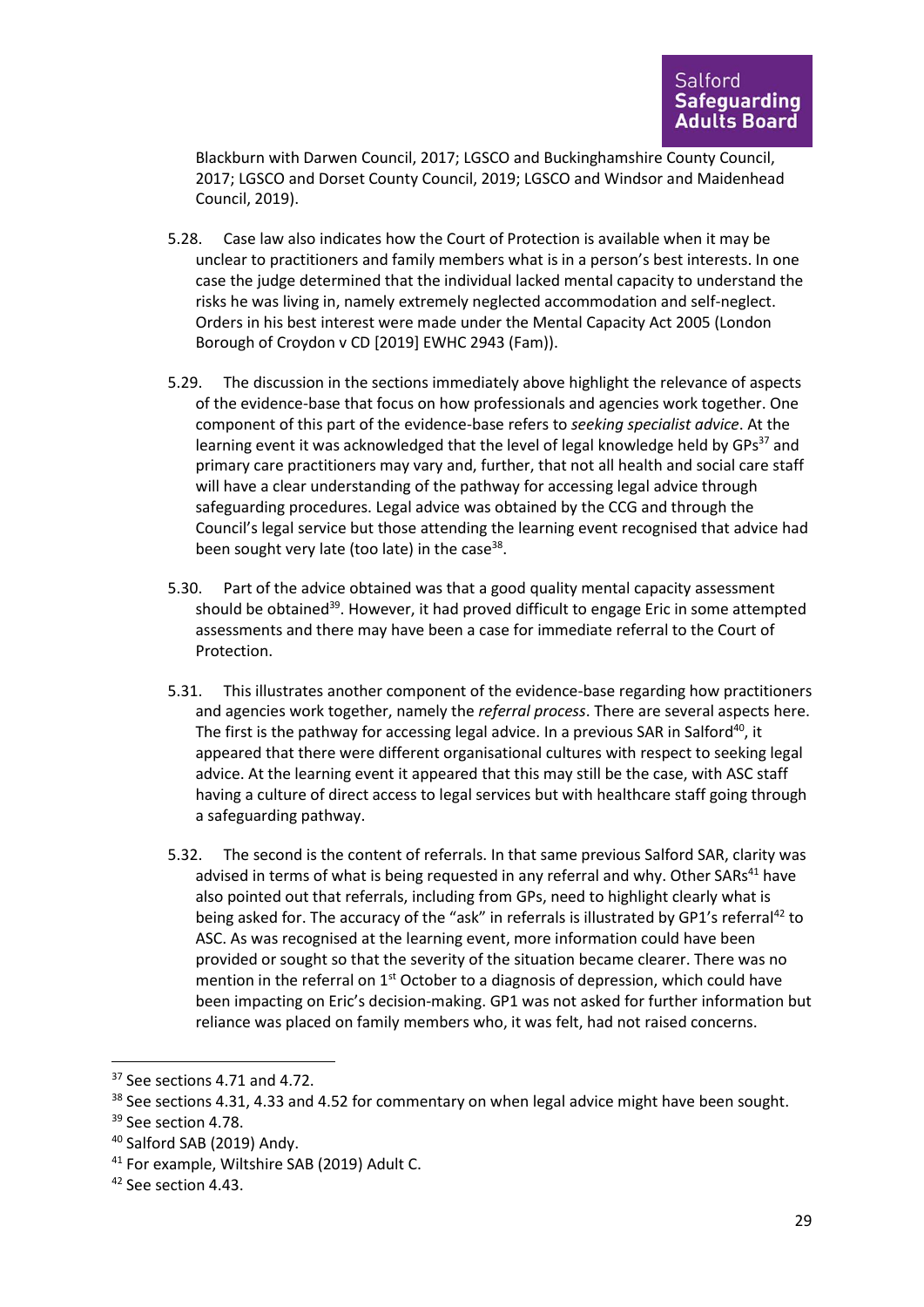Blackburn with Darwen Council, 2017; LGSCO and Buckinghamshire County Council, 2017; LGSCO and Dorset County Council, 2019; LGSCO and Windsor and Maidenhead Council, 2019).

5.28. Case law also indicates how the Court of Protection is available when it may be unclear to practitioners and family members what is in a person's best interests. In one case the judge determined that the individual lacked mental capacity to understand the risks he was living in, namely extremely neglected accommodation and self-neglect. Orders in his best interest were made under the Mental Capacity Act 2005 (London Borough of Croydon v CD [2019] EWHC 2943 (Fam)).

5.29. The discussion in the sections immediately above highlight the relevance of aspects of the evidence-base that focus on how professionals and agencies work together. One component of this part of the evidence-base refers to *seeking specialist advice*. At the learning event it was acknowledged that the level of legal knowledge held by GPs[37] and primary care practitioners may vary and, further, that not all health and social care staff will have a clear understanding of the pathway for accessing legal advice through safeguarding procedures. Legal advice was obtained by the CCG and through the Council's legal service but those attending the learning event recognised that advice had been sought very late (too late) in the case[38].

5.30. Part of the advice obtained was that a good quality mental capacity assessment should be obtained[39]. However, it had proved difficult to engage Eric in some attempted assessments and there may have been a case for immediate referral to the Court of Protection.

5.31. This illustrates another component of the evidence-base regarding how practitioners and agencies work together, namely the *referral process*. There are several aspects here. The first is the pathway for accessing legal advice. In a previous SAR in Salford[40], it appeared that there were different organisational cultures with respect to seeking legal advice. At the learning event it appeared that this may still be the case, with ASC staff having a culture of direct access to legal services but with healthcare staff going through a safeguarding pathway.

5.32. The second is the content of referrals. In that same previous Salford SAR, clarity was advised in terms of what is being requested in any referral and why. Other SARs[41] have also pointed out that referrals, including from GPs, need to highlight clearly what is being asked for. The accuracy of the "ask" in referrals is illustrated by GP1's referral[42] to ASC. As was recognised at the learning event, more information could have been provided or sought so that the severity of the situation became clearer. There was no mention in the referral on 1st October to a diagnosis of depression, which could have been impacting on Eric's decision-making. GP1 was not asked for further information but reliance was placed on family members who, it was felt, had not raised concerns.

---

[37] See sections 4.71 and 4.72.

[38] See sections 4.31, 4.33 and 4.52 for commentary on when legal advice might have been sought.

[39] See section 4.78.

[40] Salford SAB (2019) Andy.

[41] For example, Wiltshire SAB (2019) Adult C.

[42] See section 4.43.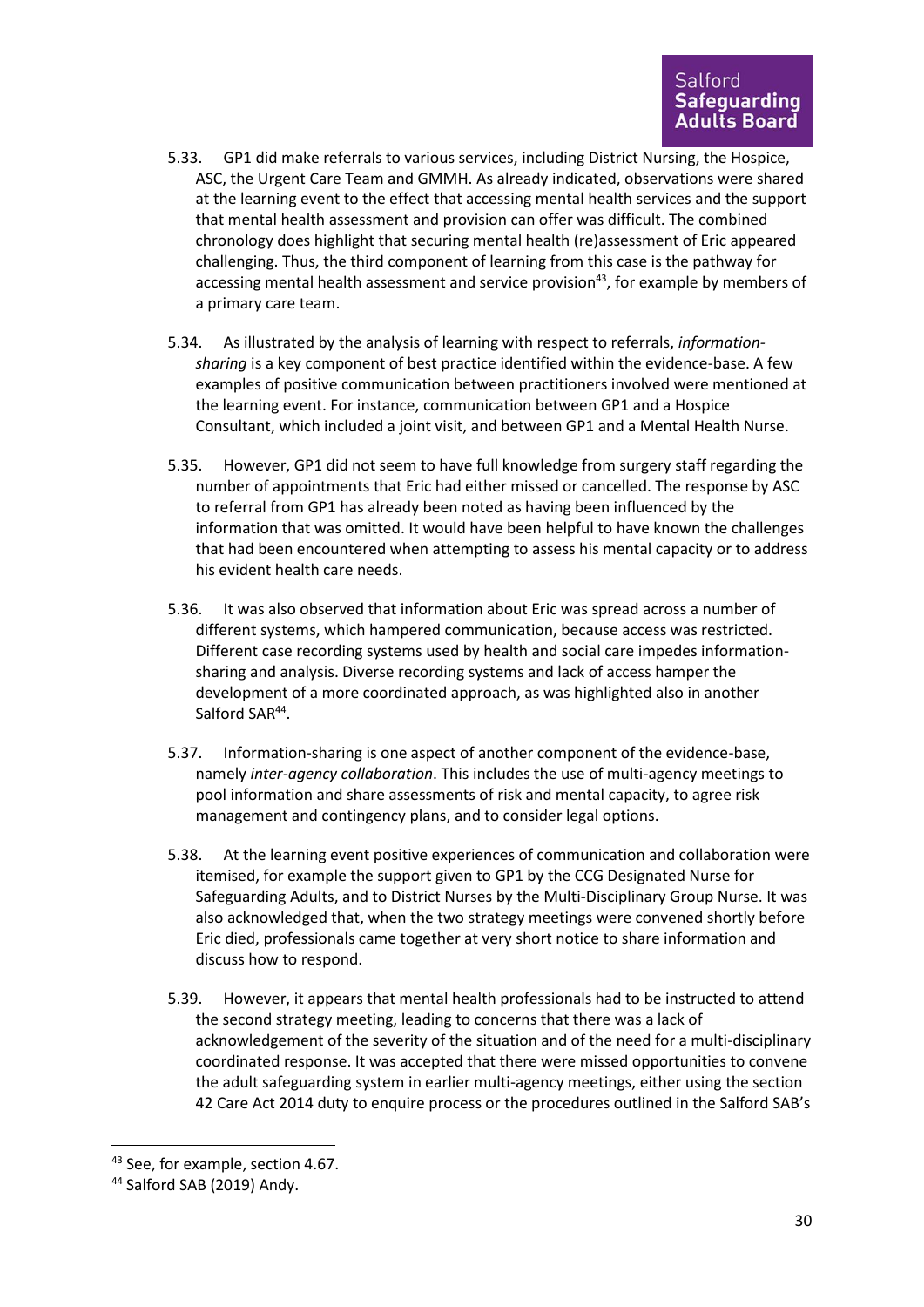5.33. GP1 did make referrals to various services, including District Nursing, the Hospice, ASC, the Urgent Care Team and GMMH. As already indicated, observations were shared at the learning event to the effect that accessing mental health services and the support that mental health assessment and provision can offer was difficult. The combined chronology does highlight that securing mental health (re)assessment of Eric appeared challenging. Thus, the third component of learning from this case is the pathway for accessing mental health assessment and service provision[43], for example by members of a primary care team.

5.34. As illustrated by the analysis of learning with respect to referrals, *information-sharing* is a key component of best practice identified within the evidence-base. A few examples of positive communication between practitioners involved were mentioned at the learning event. For instance, communication between GP1 and a Hospice Consultant, which included a joint visit, and between GP1 and a Mental Health Nurse.

5.35. However, GP1 did not seem to have full knowledge from surgery staff regarding the number of appointments that Eric had either missed or cancelled. The response by ASC to referral from GP1 has already been noted as having been influenced by the information that was omitted. It would have been helpful to have known the challenges that had been encountered when attempting to assess his mental capacity or to address his evident health care needs.

5.36. It was also observed that information about Eric was spread across a number of different systems, which hampered communication, because access was restricted. Different case recording systems used by health and social care impedes information-sharing and analysis. Diverse recording systems and lack of access hamper the development of a more coordinated approach, as was highlighted also in another Salford SAR[44].

5.37. Information-sharing is one aspect of another component of the evidence-base, namely *inter-agency collaboration*. This includes the use of multi-agency meetings to pool information and share assessments of risk and mental capacity, to agree risk management and contingency plans, and to consider legal options.

5.38. At the learning event positive experiences of communication and collaboration were itemised, for example the support given to GP1 by the CCG Designated Nurse for Safeguarding Adults, and to District Nurses by the Multi-Disciplinary Group Nurse. It was also acknowledged that, when the two strategy meetings were convened shortly before Eric died, professionals came together at very short notice to share information and discuss how to respond.

5.39. However, it appears that mental health professionals had to be instructed to attend the second strategy meeting, leading to concerns that there was a lack of acknowledgement of the severity of the situation and of the need for a multi-disciplinary coordinated response. It was accepted that there were missed opportunities to convene the adult safeguarding system in earlier multi-agency meetings, either using the section 42 Care Act 2014 duty to enquire process or the procedures outlined in the Salford SAB's

---

[43] See, for example, section 4.67.

[44] Salford SAB (2019) Andy.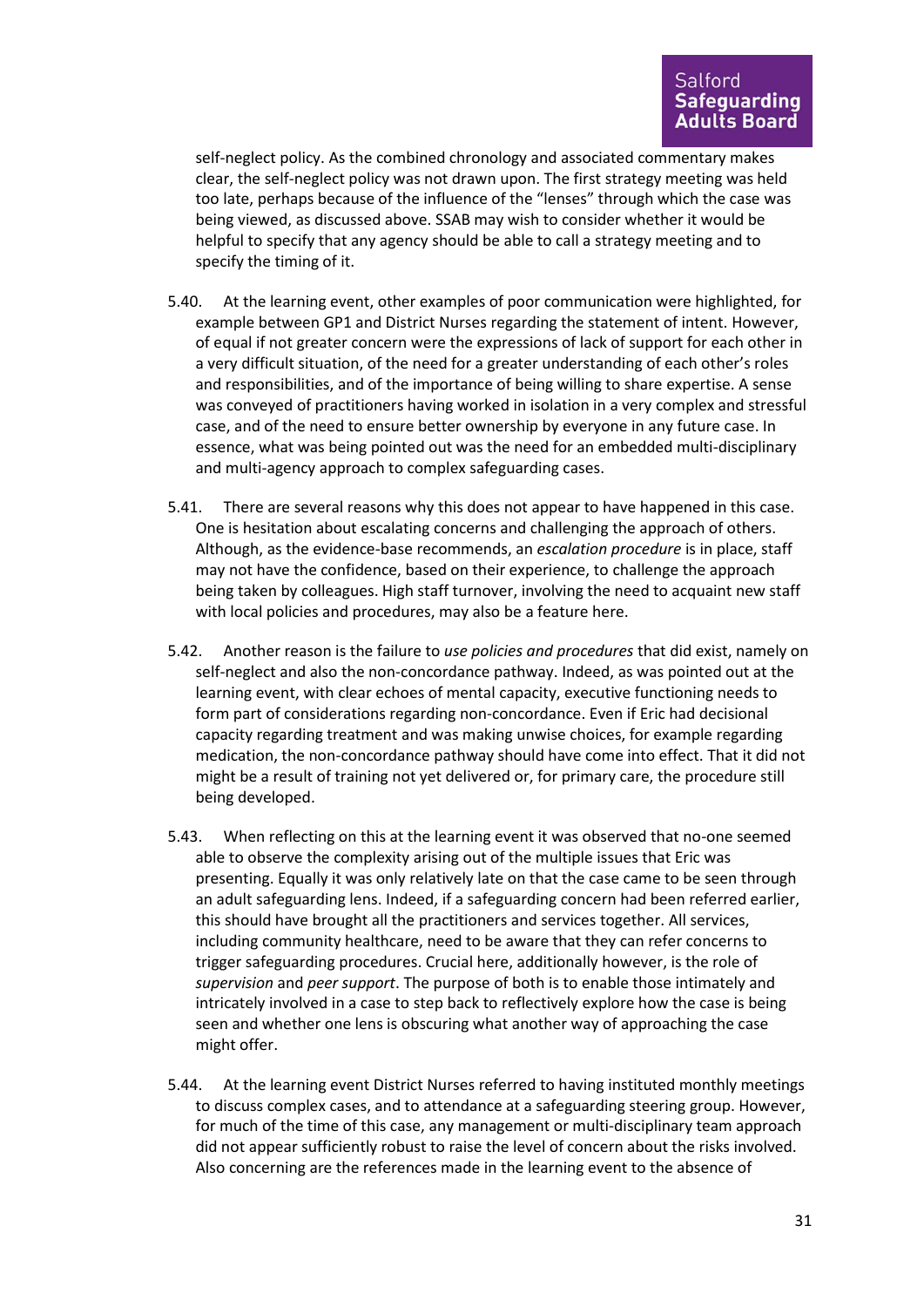self-neglect policy. As the combined chronology and associated commentary makes clear, the self-neglect policy was not drawn upon. The first strategy meeting was held too late, perhaps because of the influence of the "lenses" through which the case was being viewed, as discussed above. SSAB may wish to consider whether it would be helpful to specify that any agency should be able to call a strategy meeting and to specify the timing of it.

5.40. At the learning event, other examples of poor communication were highlighted, for example between GP1 and District Nurses regarding the statement of intent. However, of equal if not greater concern were the expressions of lack of support for each other in a very difficult situation, of the need for a greater understanding of each other's roles and responsibilities, and of the importance of being willing to share expertise. A sense was conveyed of practitioners having worked in isolation in a very complex and stressful case, and of the need to ensure better ownership by everyone in any future case. In essence, what was being pointed out was the need for an embedded multi-disciplinary and multi-agency approach to complex safeguarding cases.

5.41. There are several reasons why this does not appear to have happened in this case. One is hesitation about escalating concerns and challenging the approach of others. Although, as the evidence-base recommends, an *escalation procedure* is in place, staff may not have the confidence, based on their experience, to challenge the approach being taken by colleagues. High staff turnover, involving the need to acquaint new staff with local policies and procedures, may also be a feature here.

5.42. Another reason is the failure to *use policies and procedures* that did exist, namely on self-neglect and also the non-concordance pathway. Indeed, as was pointed out at the learning event, with clear echoes of mental capacity, executive functioning needs to form part of considerations regarding non-concordance. Even if Eric had decisional capacity regarding treatment and was making unwise choices, for example regarding medication, the non-concordance pathway should have come into effect. That it did not might be a result of training not yet delivered or, for primary care, the procedure still being developed.

5.43. When reflecting on this at the learning event it was observed that no-one seemed able to observe the complexity arising out of the multiple issues that Eric was presenting. Equally it was only relatively late on that the case came to be seen through an adult safeguarding lens. Indeed, if a safeguarding concern had been referred earlier, this should have brought all the practitioners and services together. All services, including community healthcare, need to be aware that they can refer concerns to trigger safeguarding procedures. Crucial here, additionally however, is the role of *supervision* and *peer support*. The purpose of both is to enable those intimately and intricately involved in a case to step back to reflectively explore how the case is being seen and whether one lens is obscuring what another way of approaching the case might offer.

5.44. At the learning event District Nurses referred to having instituted monthly meetings to discuss complex cases, and to attendance at a safeguarding steering group. However, for much of the time of this case, any management or multi-disciplinary team approach did not appear sufficiently robust to raise the level of concern about the risks involved. Also concerning are the references made in the learning event to the absence of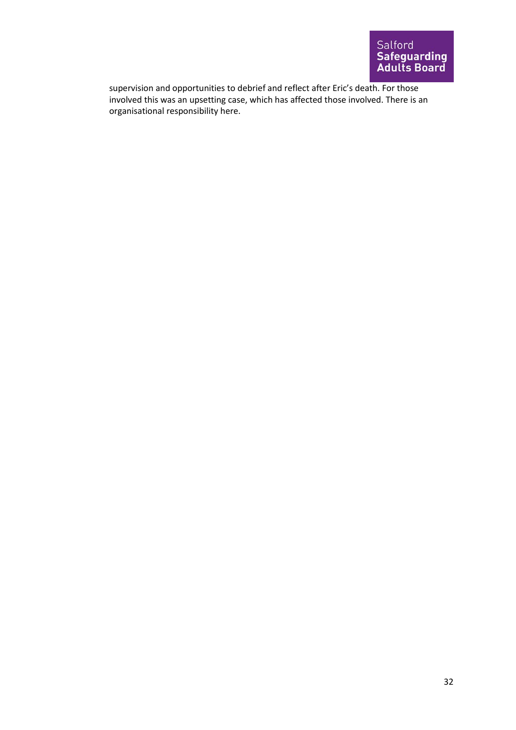supervision and opportunities to debrief and reflect after Eric's death. For those involved this was an upsetting case, which has affected those involved. There is an organisational responsibility here.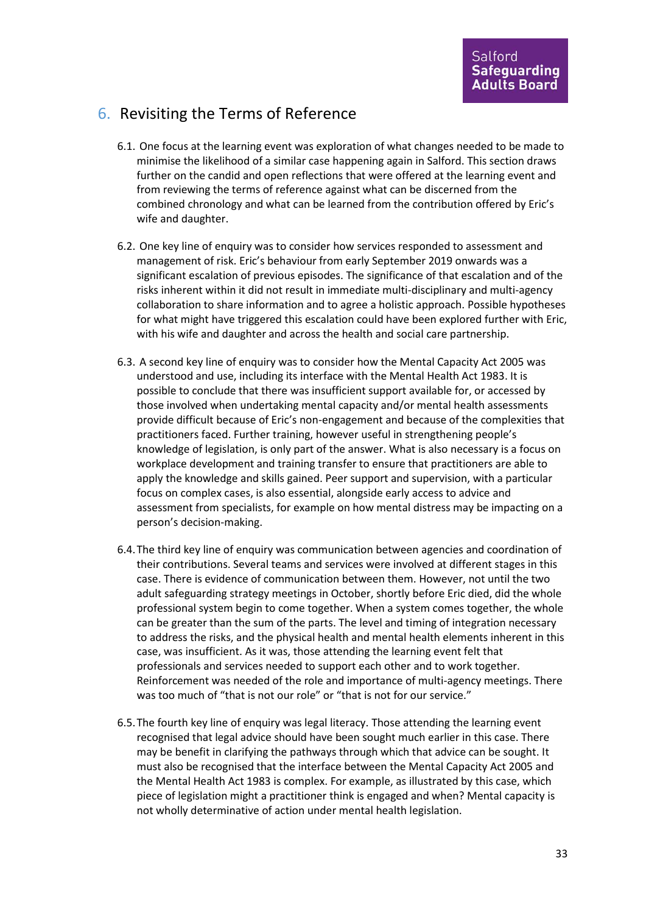## 6. Revisiting the Terms of Reference

6.1. One focus at the learning event was exploration of what changes needed to be made to minimise the likelihood of a similar case happening again in Salford. This section draws further on the candid and open reflections that were offered at the learning event and from reviewing the terms of reference against what can be discerned from the combined chronology and what can be learned from the contribution offered by Eric's wife and daughter.

6.2. One key line of enquiry was to consider how services responded to assessment and management of risk. Eric's behaviour from early September 2019 onwards was a significant escalation of previous episodes. The significance of that escalation and of the risks inherent within it did not result in immediate multi-disciplinary and multi-agency collaboration to share information and to agree a holistic approach. Possible hypotheses for what might have triggered this escalation could have been explored further with Eric, with his wife and daughter and across the health and social care partnership.

6.3. A second key line of enquiry was to consider how the Mental Capacity Act 2005 was understood and use, including its interface with the Mental Health Act 1983. It is possible to conclude that there was insufficient support available for, or accessed by those involved when undertaking mental capacity and/or mental health assessments provide difficult because of Eric's non-engagement and because of the complexities that practitioners faced. Further training, however useful in strengthening people's knowledge of legislation, is only part of the answer. What is also necessary is a focus on workplace development and training transfer to ensure that practitioners are able to apply the knowledge and skills gained. Peer support and supervision, with a particular focus on complex cases, is also essential, alongside early access to advice and assessment from specialists, for example on how mental distress may be impacting on a person's decision-making.

6.4. The third key line of enquiry was communication between agencies and coordination of their contributions. Several teams and services were involved at different stages in this case. There is evidence of communication between them. However, not until the two adult safeguarding strategy meetings in October, shortly before Eric died, did the whole professional system begin to come together. When a system comes together, the whole can be greater than the sum of the parts. The level and timing of integration necessary to address the risks, and the physical health and mental health elements inherent in this case, was insufficient. As it was, those attending the learning event felt that professionals and services needed to support each other and to work together. Reinforcement was needed of the role and importance of multi-agency meetings. There was too much of "that is not our role" or "that is not for our service."

6.5. The fourth key line of enquiry was legal literacy. Those attending the learning event recognised that legal advice should have been sought much earlier in this case. There may be benefit in clarifying the pathways through which that advice can be sought. It must also be recognised that the interface between the Mental Capacity Act 2005 and the Mental Health Act 1983 is complex. For example, as illustrated by this case, which piece of legislation might a practitioner think is engaged and when? Mental capacity is not wholly determinative of action under mental health legislation.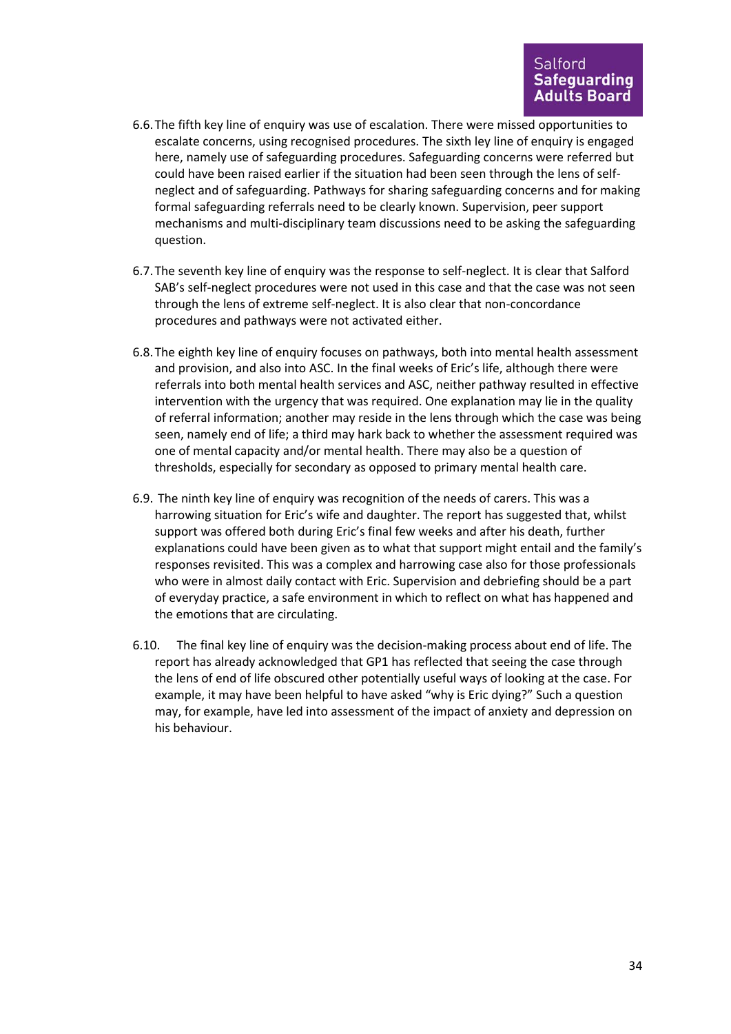6.6. The fifth key line of enquiry was use of escalation. There were missed opportunities to escalate concerns, using recognised procedures. The sixth ley line of enquiry is engaged here, namely use of safeguarding procedures. Safeguarding concerns were referred but could have been raised earlier if the situation had been seen through the lens of self-neglect and of safeguarding. Pathways for sharing safeguarding concerns and for making formal safeguarding referrals need to be clearly known. Supervision, peer support mechanisms and multi-disciplinary team discussions need to be asking the safeguarding question.

6.7. The seventh key line of enquiry was the response to self-neglect. It is clear that Salford SAB's self-neglect procedures were not used in this case and that the case was not seen through the lens of extreme self-neglect. It is also clear that non-concordance procedures and pathways were not activated either.

6.8. The eighth key line of enquiry focuses on pathways, both into mental health assessment and provision, and also into ASC. In the final weeks of Eric's life, although there were referrals into both mental health services and ASC, neither pathway resulted in effective intervention with the urgency that was required. One explanation may lie in the quality of referral information; another may reside in the lens through which the case was being seen, namely end of life; a third may hark back to whether the assessment required was one of mental capacity and/or mental health. There may also be a question of thresholds, especially for secondary as opposed to primary mental health care.

6.9. The ninth key line of enquiry was recognition of the needs of carers. This was a harrowing situation for Eric's wife and daughter. The report has suggested that, whilst support was offered both during Eric's final few weeks and after his death, further explanations could have been given as to what that support might entail and the family's responses revisited. This was a complex and harrowing case also for those professionals who were in almost daily contact with Eric. Supervision and debriefing should be a part of everyday practice, a safe environment in which to reflect on what has happened and the emotions that are circulating.

6.10. The final key line of enquiry was the decision-making process about end of life. The report has already acknowledged that GP1 has reflected that seeing the case through the lens of end of life obscured other potentially useful ways of looking at the case. For example, it may have been helpful to have asked "why is Eric dying?" Such a question may, for example, have led into assessment of the impact of anxiety and depression on his behaviour.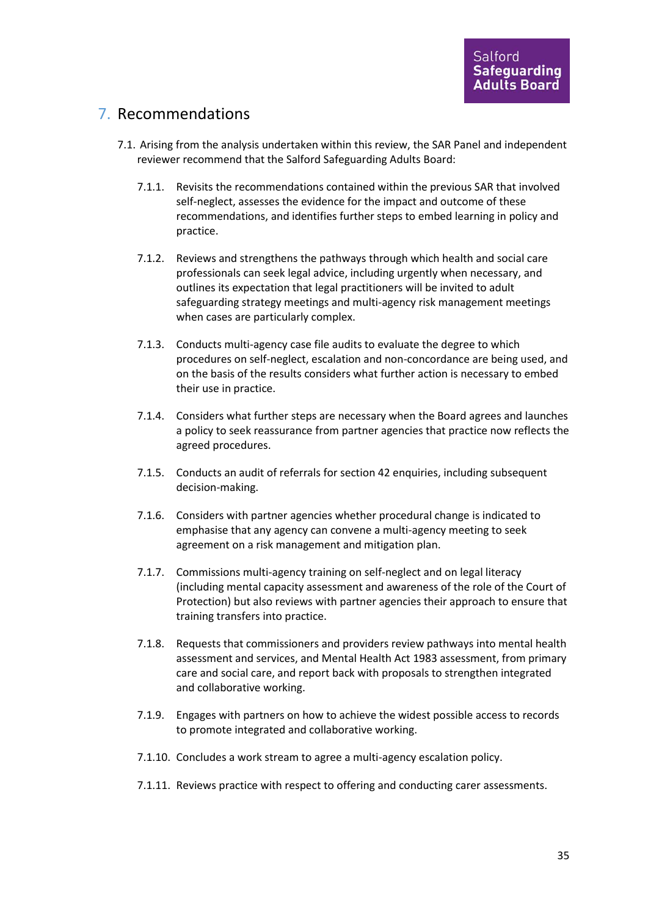## 7. Recommendations

7.1. Arising from the analysis undertaken within this review, the SAR Panel and independent reviewer recommend that the Salford Safeguarding Adults Board:

7.1.1. Revisits the recommendations contained within the previous SAR that involved self-neglect, assesses the evidence for the impact and outcome of these recommendations, and identifies further steps to embed learning in policy and practice.

7.1.2. Reviews and strengthens the pathways through which health and social care professionals can seek legal advice, including urgently when necessary, and outlines its expectation that legal practitioners will be invited to adult safeguarding strategy meetings and multi-agency risk management meetings when cases are particularly complex.

7.1.3. Conducts multi-agency case file audits to evaluate the degree to which procedures on self-neglect, escalation and non-concordance are being used, and on the basis of the results considers what further action is necessary to embed their use in practice.

7.1.4. Considers what further steps are necessary when the Board agrees and launches a policy to seek reassurance from partner agencies that practice now reflects the agreed procedures.

7.1.5. Conducts an audit of referrals for section 42 enquiries, including subsequent decision-making.

7.1.6. Considers with partner agencies whether procedural change is indicated to emphasise that any agency can convene a multi-agency meeting to seek agreement on a risk management and mitigation plan.

7.1.7. Commissions multi-agency training on self-neglect and on legal literacy (including mental capacity assessment and awareness of the role of the Court of Protection) but also reviews with partner agencies their approach to ensure that training transfers into practice.

7.1.8. Requests that commissioners and providers review pathways into mental health assessment and services, and Mental Health Act 1983 assessment, from primary care and social care, and report back with proposals to strengthen integrated and collaborative working.

7.1.9. Engages with partners on how to achieve the widest possible access to records to promote integrated and collaborative working.

7.1.10. Concludes a work stream to agree a multi-agency escalation policy.

7.1.11. Reviews practice with respect to offering and conducting carer assessments.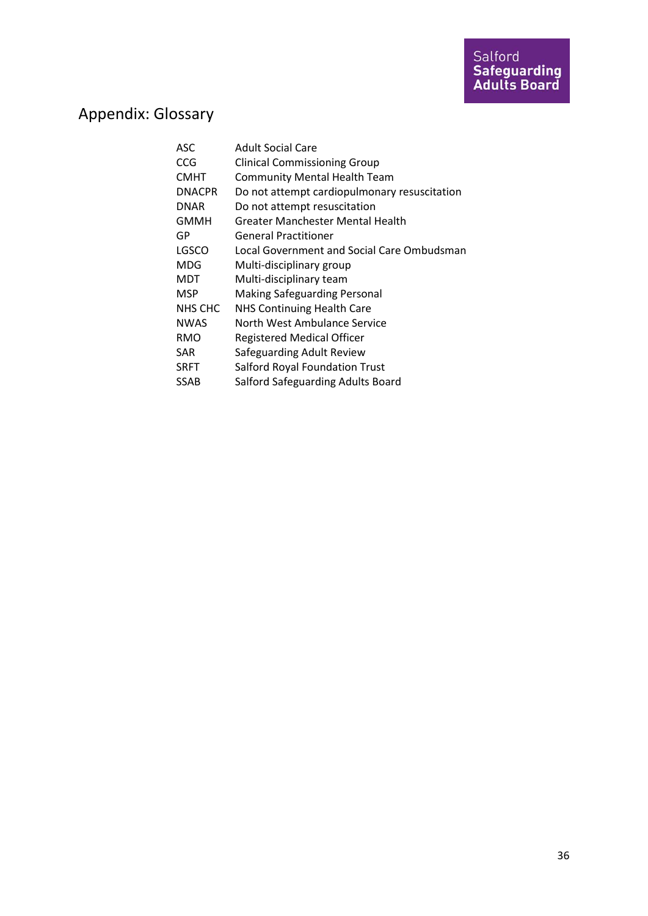# Appendix: Glossary

| | |
|---|---|
| ASC | Adult Social Care |
| CCG | Clinical Commissioning Group |
| CMHT | Community Mental Health Team |
| DNACPR | Do not attempt cardiopulmonary resuscitation |
| DNAR | Do not attempt resuscitation |
| GMMH | Greater Manchester Mental Health |
| GP | General Practitioner |
| LGSCO | Local Government and Social Care Ombudsman |
| MDG | Multi-disciplinary group |
| MDT | Multi-disciplinary team |
| MSP | Making Safeguarding Personal |
| NHS CHC | NHS Continuing Health Care |
| NWAS | North West Ambulance Service |
| RMO | Registered Medical Officer |
| SAR | Safeguarding Adult Review |
| SRFT | Salford Royal Foundation Trust |
| SSAB | Salford Safeguarding Adults Board |